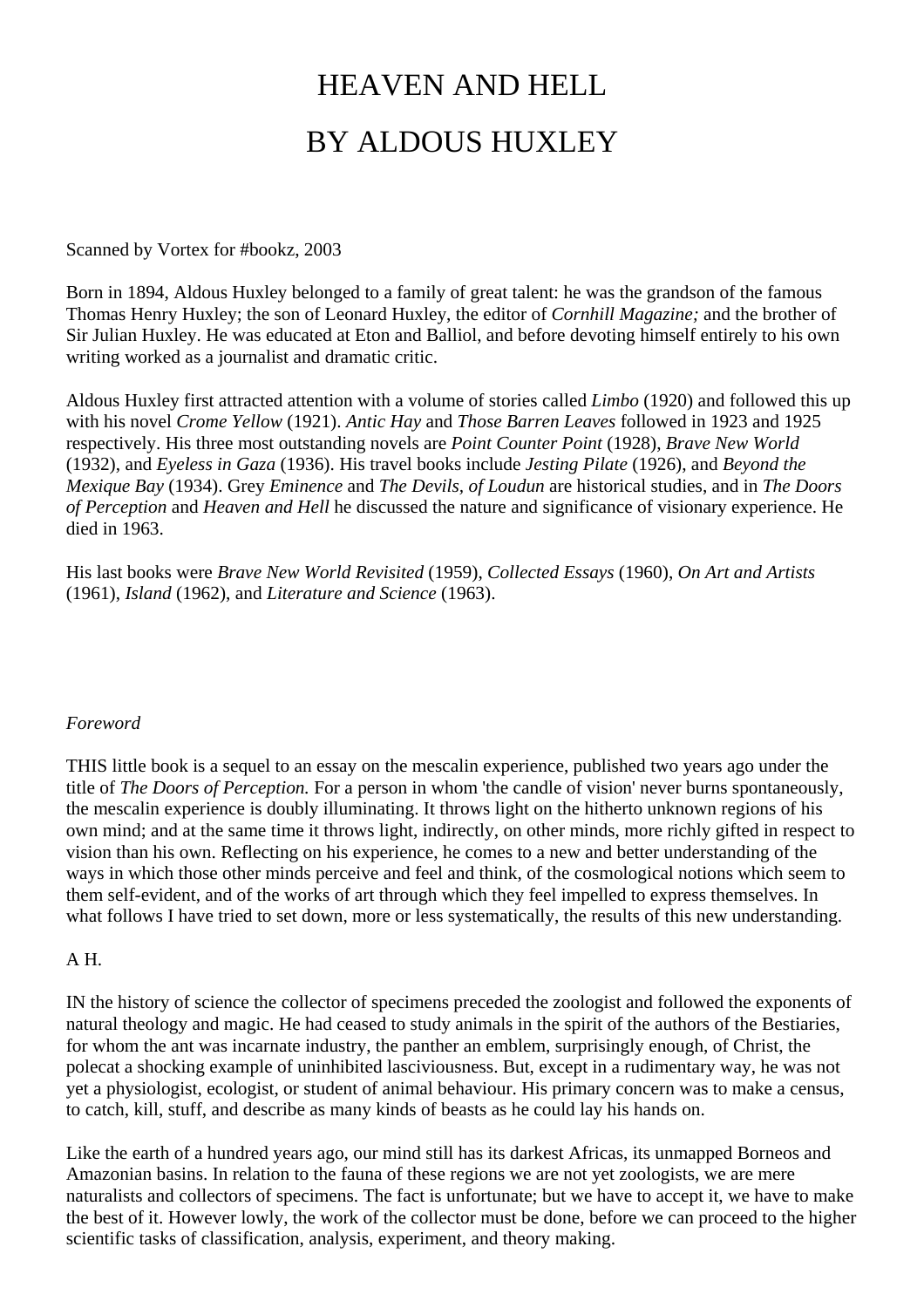# HEAVEN AND HELL

# BY ALDOUS HUXLEY

Scanned by Vortex for #bookz, 2003

Born in 1894, Aldous Huxley belonged to a family of great talent: he was the grandson of the famous Thomas Henry Huxley; the son of Leonard Huxley, the editor of *Cornhill Magazine;* and the brother of Sir Julian Huxley. He was educated at Eton and Balliol, and before devoting himself entirely to his own writing worked as a journalist and dramatic critic.

Aldous Huxley first attracted attention with a volume of stories called *Limbo* (1920) and followed this up with his novel *Crome Yellow* (1921). *Antic Hay* and *Those Barren Leaves* followed in 1923 and 1925 respectively. His three most outstanding novels are *Point Counter Point* (1928), *Brave New World* (1932), and *Eyeless in Gaza* (1936). His travel books include *Jesting Pilate* (1926), and *Beyond the Mexique Bay* (1934). Grey *Eminence* and *The Devils*, *of Loudun* are historical studies, and in *The Doors of Perception* and *Heaven and Hell* he discussed the nature and significance of visionary experience. He died in 1963.

His last books were *Brave New World Revisited* (1959), *Collected Essays* (1960), *On Art and Artists* (1961), *Island* (1962), and *Literature and Science* (1963).

*Foreword*

THIS little book is a sequel to an essay on the mescalin experience, published two years ago under the title of *The Doors of Perception.* For a person in whom 'the candle of vision' never burns spontaneously, the mescalin experience is doubly illuminating. It throws light on the hitherto unknown regions of his own mind; and at the same time it throws light, indirectly, on other minds, more richly gifted in respect to vision than his own. Reflecting on his experience, he comes to a new and better understanding of the ways in which those other minds perceive and feel and think, of the cosmological notions which seem to them self-evident, and of the works of art through which they feel impelled to express themselves. In what follows I have tried to set down, more or less systematically, the results of this new understanding.

A H.

IN the history of science the collector of specimens preceded the zoologist and followed the exponents of natural theology and magic. He had ceased to study animals in the spirit of the authors of the Bestiaries, for whom the ant was incarnate industry, the panther an emblem, surprisingly enough, of Christ, the polecat a shocking example of uninhibited lasciviousness. But, except in a rudimentary way, he was not yet a physiologist, ecologist, or student of animal behaviour. His primary concern was to make a census, to catch, kill, stuff, and describe as many kinds of beasts as he could lay his hands on.

Like the earth of a hundred years ago, our mind still has its darkest Africas, its unmapped Borneos and Amazonian basins. In relation to the fauna of these regions we are not yet zoologists, we are mere naturalists and collectors of specimens. The fact is unfortunate; but we have to accept it, we have to make the best of it. However lowly, the work of the collector must be done, before we can proceed to the higher scientific tasks of classification, analysis, experiment, and theory making.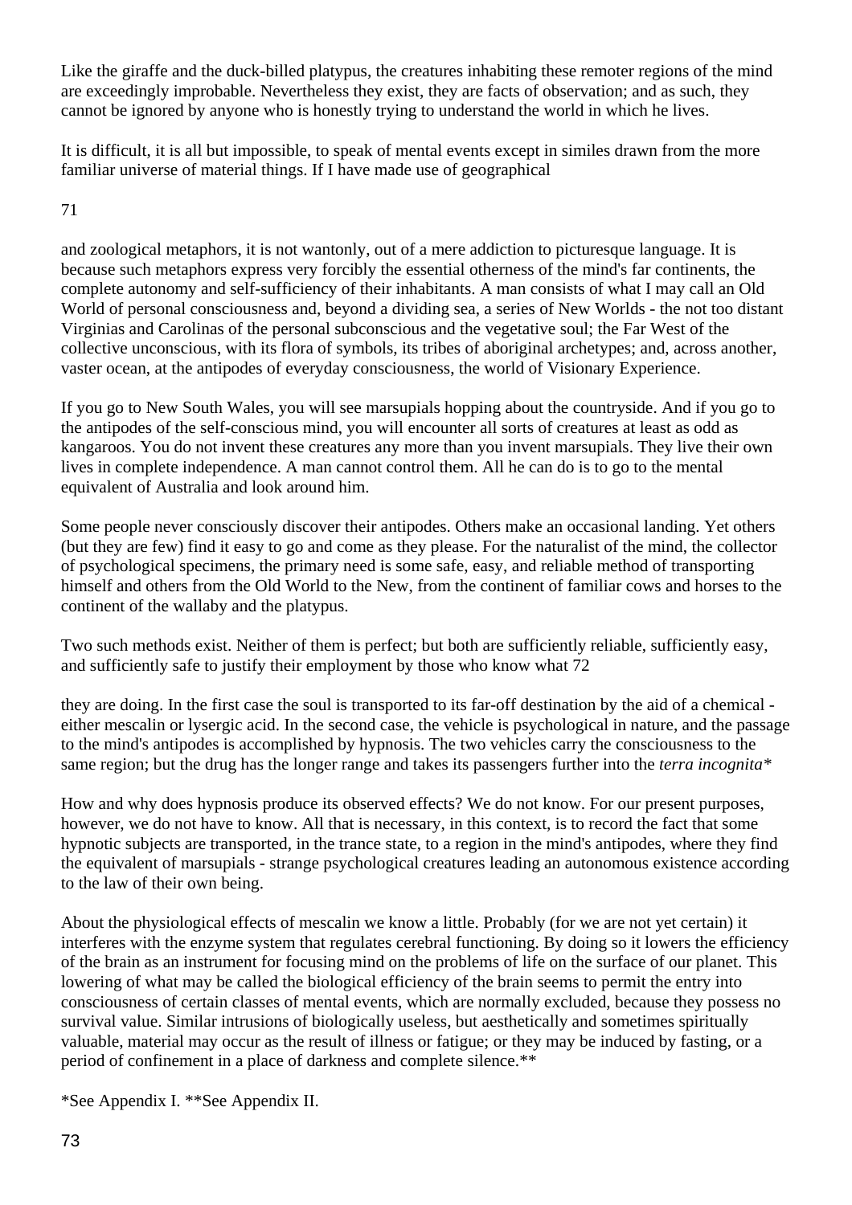Like the giraffe and the duck-billed platypus, the creatures inhabiting these remoter regions of the mind are exceedingly improbable. Nevertheless they exist, they are facts of observation; and as such, they cannot be ignored by anyone who is honestly trying to understand the world in which he lives.

It is difficult, it is all but impossible, to speak of mental events except in similes drawn from the more familiar universe of material things. If I have made use of geographical and zoological metaphors, it is not wantonly, out of a mere addiction to picturesque language. It is because such metaphors express very forcibly the essential otherness of the mind's far continents, the complete autonomy and self-sufficiency of their inhabitants. A man consists of what I may call an Old World of personal consciousness and, beyond a dividing sea, a series of New Worlds - the not too distant Virginias and Carolinas of the personal subconscious and the vegetative soul; the Far West of the collective unconscious, with its flora of symbols, its tribes of aboriginal archetypes; and, across another, vaster ocean, at the antipodes of everyday consciousness, the world of Visionary Experience.

If you go to New South Wales, you will see marsupials hopping about the countryside. And if you go to the antipodes of the self-conscious mind, you will encounter all sorts of creatures at least as odd as kangaroos. You do not invent these creatures any more than you invent marsupials. They live their own lives in complete independence. A man cannot control them. All he can do is to go to the mental equivalent of Australia and look around him.

Some people never consciously discover their antipodes. Others make an occasional landing. Yet others (but they are few) find it easy to go and come as they please. For the naturalist of the mind, the collector of psychological specimens, the primary need is some safe, easy, and reliable method of transporting himself and others from the Old World to the New, from the continent of familiar cows and horses to the continent of the wallaby and the platypus.

Two such methods exist. Neither of them is perfect; but both are sufficiently reliable, sufficiently easy, and sufficiently safe to justify their employment by those who know what they are doing. In the first case the soul is transported to its far-off destination by the aid of a chemical - either mescalin or lysergic acid. In the second case, the vehicle is psychological in nature, and the passage to the mind's antipodes is accomplished by hypnosis. The two vehicles carry the consciousness to the same region; but the drug has the longer range and takes its passengers further into the *terra incognita*\*

How and why does hypnosis produce its observed effects? We do not know. For our present purposes, however, we do not have to know. All that is necessary, in this context, is to record the fact that some hypnotic subjects are transported, in the trance state, to a region in the mind's antipodes, where they find the equivalent of marsupials - strange psychological creatures leading an autonomous existence according to the law of their own being.

About the physiological effects of mescalin we know a little. Probably (for we are not yet certain) it interferes with the enzyme system that regulates cerebral functioning. By doing so it lowers the efficiency of the brain as an instrument for focusing mind on the problems of life on the surface of our planet. This lowering of what may be called the biological efficiency of the brain seems to permit the entry into consciousness of certain classes of mental events, which are normally excluded, because they possess no survival value. Similar intrusions of biologically useless, but aesthetically and sometimes spiritually valuable, material may occur as the result of illness or fatigue; or they may be induced by fasting, or a period of confinement in a place of darkness and complete silence.\*\*

\*See Appendix I. \*\*See Appendix II.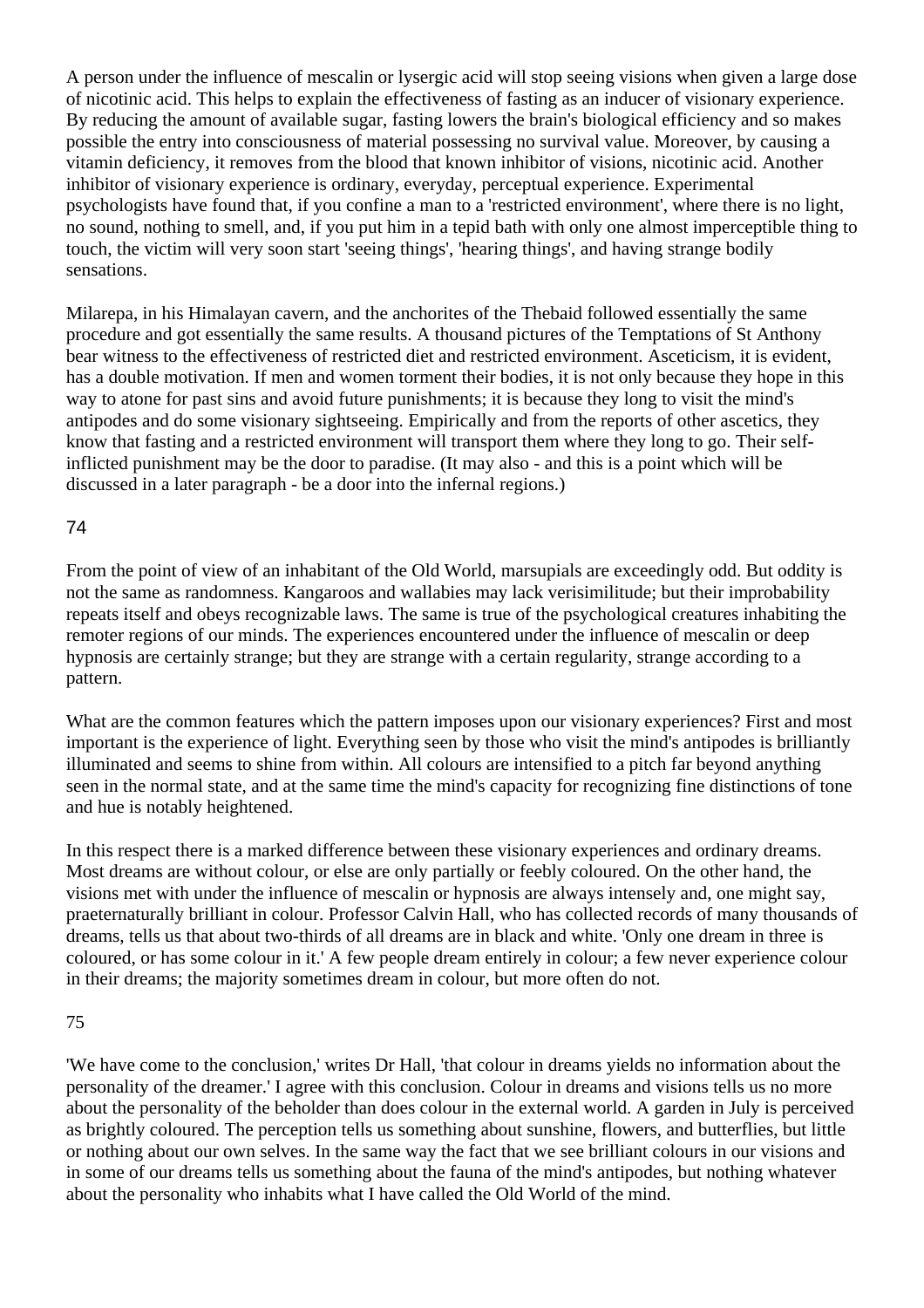A person under the influence of mescalin or lysergic acid will stop seeing visions when given a large dose of nicotinic acid. This helps to explain the effectiveness of fasting as an inducer of visionary experience. By reducing the amount of available sugar, fasting lowers the brain's biological efficiency and so makes possible the entry into consciousness of material possessing no survival value. Moreover, by causing a vitamin deficiency, it removes from the blood that known inhibitor of visions, nicotinic acid. Another inhibitor of visionary experience is ordinary, everyday, perceptual experience. Experimental psychologists have found that, if you confine a man to a 'restricted environment', where there is no light, no sound, nothing to smell, and, if you put him in a tepid bath with only one almost imperceptible thing to touch, the victim will very soon start 'seeing things', 'hearing things', and having strange bodily sensations.

Milarepa, in his Himalayan cavern, and the anchorites of the Thebaid followed essentially the same procedure and got essentially the same results. A thousand pictures of the Temptations of St Anthony bear witness to the effectiveness of restricted diet and restricted environment. Asceticism, it is evident, has a double motivation. If men and women torment their bodies, it is not only because they hope in this way to atone for past sins and avoid future punishments; it is because they long to visit the mind's antipodes and do some visionary sightseeing. Empirically and from the reports of other ascetics, they know that fasting and a restricted environment will transport them where they long to go. Their self-inflicted punishment may be the door to paradise. (It may also - and this is a point which will be discussed in a later paragraph - be a door into the infernal regions.)

From the point of view of an inhabitant of the Old World, marsupials are exceedingly odd. But oddity is not the same as randomness. Kangaroos and wallabies may lack verisimilitude; but their improbability repeats itself and obeys recognizable laws. The same is true of the psychological creatures inhabiting the remoter regions of our minds. The experiences encountered under the influence of mescalin or deep hypnosis are certainly strange; but they are strange with a certain regularity, strange according to a pattern.

What are the common features which the pattern imposes upon our visionary experiences? First and most important is the experience of light. Everything seen by those who visit the mind's antipodes is brilliantly illuminated and seems to shine from within. All colours are intensified to a pitch far beyond anything seen in the normal state, and at the same time the mind's capacity for recognizing fine distinctions of tone and hue is notably heightened.

In this respect there is a marked difference between these visionary experiences and ordinary dreams. Most dreams are without colour, or else are only partially or feebly coloured. On the other hand, the visions met with under the influence of mescalin or hypnosis are always intensely and, one might say, praeternaturally brilliant in colour. Professor Calvin Hall, who has collected records of many thousands of dreams, tells us that about two-thirds of all dreams are in black and white. 'Only one dream in three is coloured, or has some colour in it.' A few people dream entirely in colour; a few never experience colour in their dreams; the majority sometimes dream in colour, but more often do not.

'We have come to the conclusion,' writes Dr Hall, 'that colour in dreams yields no information about the personality of the dreamer.' I agree with this conclusion. Colour in dreams and visions tells us no more about the personality of the beholder than does colour in the external world. A garden in July is perceived as brightly coloured. The perception tells us something about sunshine, flowers, and butterflies, but little or nothing about our own selves. In the same way the fact that we see brilliant colours in our visions and in some of our dreams tells us something about the fauna of the mind's antipodes, but nothing whatever about the personality who inhabits what I have called the Old World of the mind.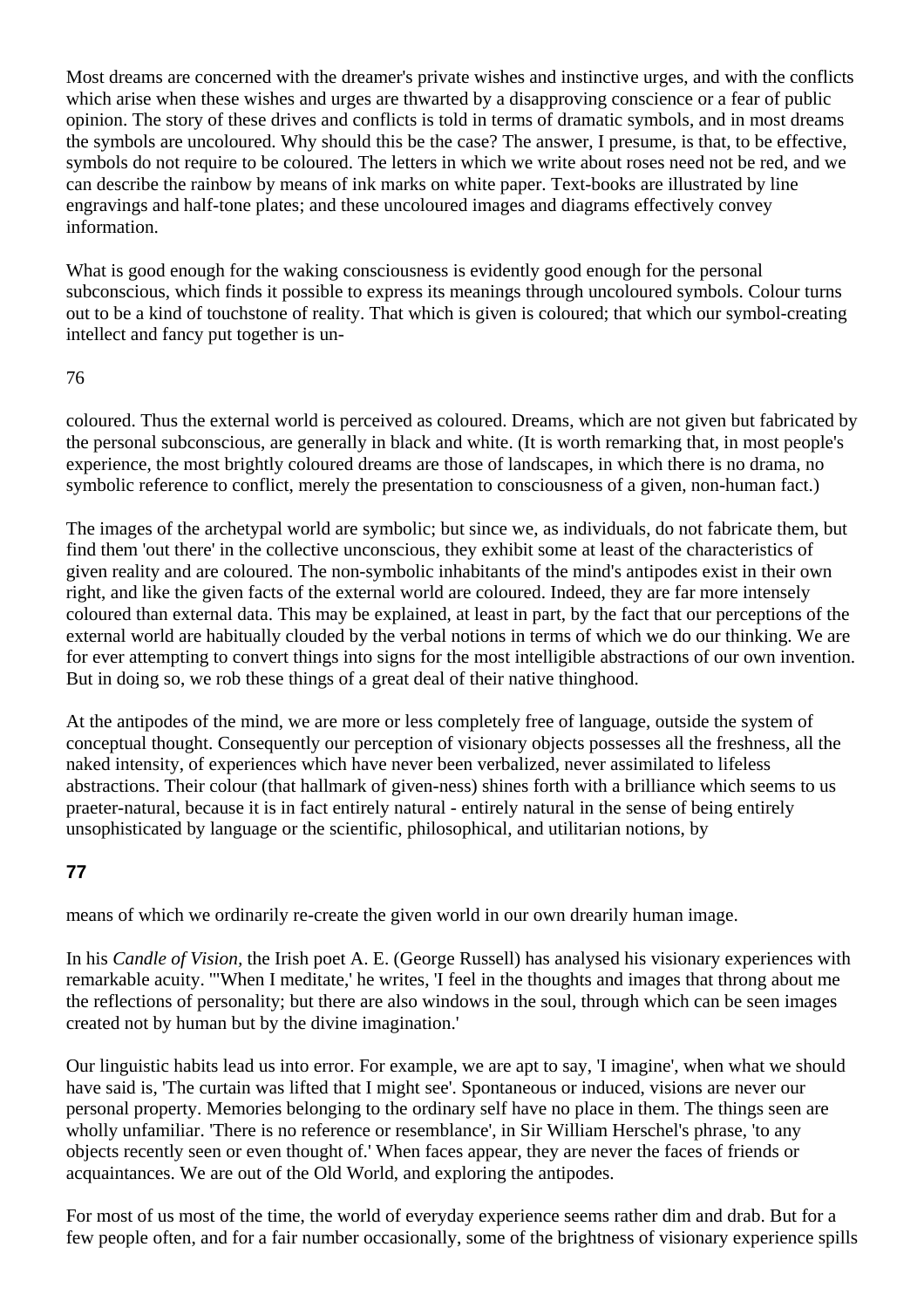Most dreams are concerned with the dreamer's private wishes and instinctive urges, and with the conflicts which arise when these wishes and urges are thwarted by a disapproving conscience or a fear of public opinion. The story of these drives and conflicts is told in terms of dramatic symbols, and in most dreams the symbols are uncoloured. Why should this be the case? The answer, I presume, is that, to be effective, symbols do not require to be coloured. The letters in which we write about roses need not be red, and we can describe the rainbow by means of ink marks on white paper. Text-books are illustrated by line engravings and half-tone plates; and these uncoloured images and diagrams effectively convey information.

What is good enough for the waking consciousness is evidently good enough for the personal subconscious, which finds it possible to express its meanings through uncoloured symbols. Colour turns out to be a kind of touchstone of reality. That which is given is coloured; that which our symbol-creating intellect and fancy put together is uncoloured. Thus the external world is perceived as coloured. Dreams, which are not given but fabricated by the personal subconscious, are generally in black and white. (It is worth remarking that, in most people's experience, the most brightly coloured dreams are those of landscapes, in which there is no drama, no symbolic reference to conflict, merely the presentation to consciousness of a given, non-human fact.)

The images of the archetypal world are symbolic; but since we, as individuals, do not fabricate them, but find them 'out there' in the collective unconscious, they exhibit some at least of the characteristics of given reality and are coloured. The non-symbolic inhabitants of the mind's antipodes exist in their own right, and like the given facts of the external world are coloured. Indeed, they are far more intensely coloured than external data. This may be explained, at least in part, by the fact that our perceptions of the external world are habitually clouded by the verbal notions in terms of which we do our thinking. We are for ever attempting to convert things into signs for the most intelligible abstractions of our own invention. But in doing so, we rob these things of a great deal of their native thinghood.

At the antipodes of the mind, we are more or less completely free of language, outside the system of conceptual thought. Consequently our perception of visionary objects possesses all the freshness, all the naked intensity, of experiences which have never been verbalized, never assimilated to lifeless abstractions. Their colour (that hallmark of given-ness) shines forth with a brilliance which seems to us praeter-natural, because it is in fact entirely natural - entirely natural in the sense of being entirely unsophisticated by language or the scientific, philosophical, and utilitarian notions, by means of which we ordinarily re-create the given world in our own drearily human image.

In his *Candle of Vision,* the Irish poet A. E. (George Russell) has analysed his visionary experiences with remarkable acuity. "'When I meditate,' he writes, 'I feel in the thoughts and images that throng about me the reflections of personality; but there are also windows in the soul, through which can be seen images created not by human but by the divine imagination.'

Our linguistic habits lead us into error. For example, we are apt to say, 'I imagine', when what we should have said is, 'The curtain was lifted that I might see'. Spontaneous or induced, visions are never our personal property. Memories belonging to the ordinary self have no place in them. The things seen are wholly unfamiliar. 'There is no reference or resemblance', in Sir William Herschel's phrase, 'to any objects recently seen or even thought of.' When faces appear, they are never the faces of friends or acquaintances. We are out of the Old World, and exploring the antipodes.

For most of us most of the time, the world of everyday experience seems rather dim and drab. But for a few people often, and for a fair number occasionally, some of the brightness of visionary experience spills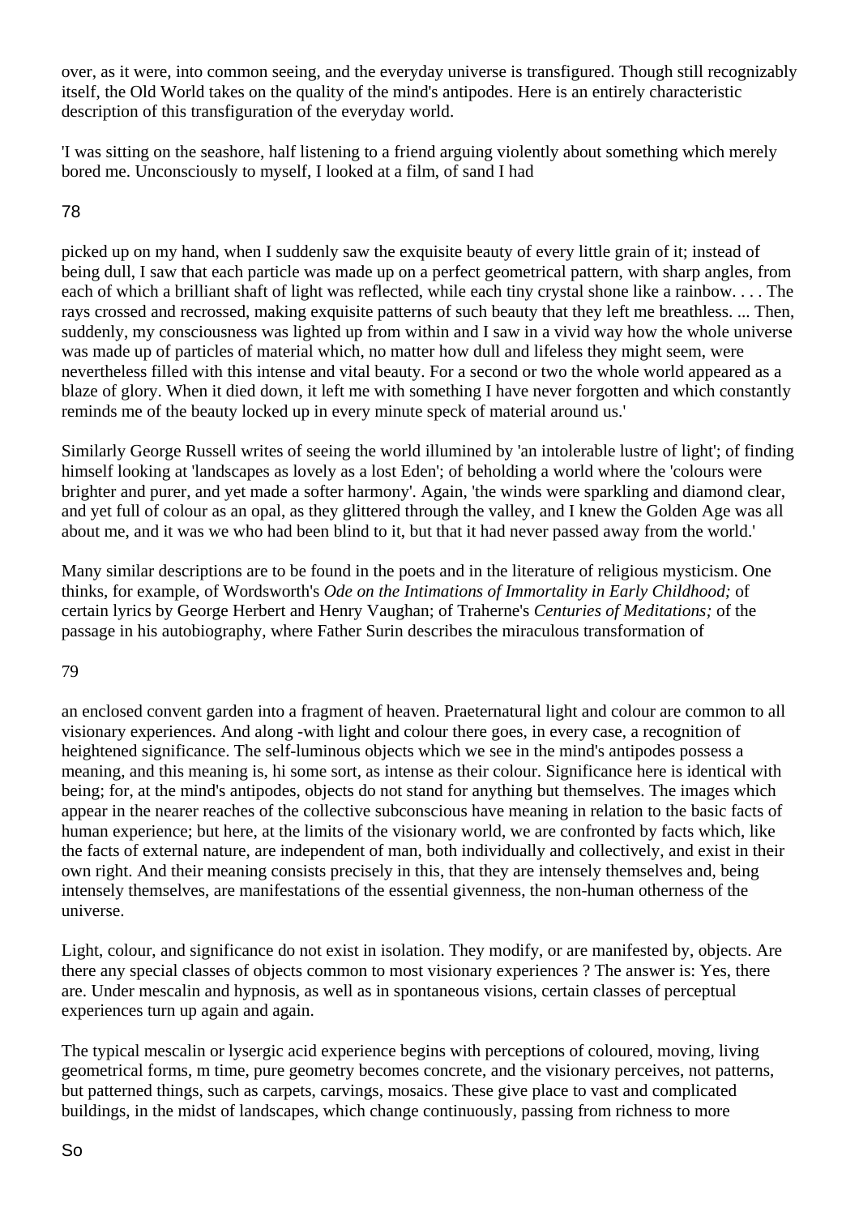over, as it were, into common seeing, and the everyday universe is transfigured. Though still recognizably itself, the Old World takes on the quality of the mind's antipodes. Here is an entirely characteristic description of this transfiguration of the everyday world.

'I was sitting on the seashore, half listening to a friend arguing violently about something which merely bored me. Unconsciously to myself, I looked at a film, of sand I had picked up on my hand, when I suddenly saw the exquisite beauty of every little grain of it; instead of being dull, I saw that each particle was made up on a perfect geometrical pattern, with sharp angles, from each of which a brilliant shaft of light was reflected, while each tiny crystal shone like a rainbow. . . . The rays crossed and recrossed, making exquisite patterns of such beauty that they left me breathless. ... Then, suddenly, my consciousness was lighted up from within and I saw in a vivid way how the whole universe was made up of particles of material which, no matter how dull and lifeless they might seem, were nevertheless filled with this intense and vital beauty. For a second or two the whole world appeared as a blaze of glory. When it died down, it left me with something I have never forgotten and which constantly reminds me of the beauty locked up in every minute speck of material around us.'

Similarly George Russell writes of seeing the world illumined by 'an intolerable lustre of light'; of finding himself looking at 'landscapes as lovely as a lost Eden'; of beholding a world where the 'colours were brighter and purer, and yet made a softer harmony'. Again, 'the winds were sparkling and diamond clear, and yet full of colour as an opal, as they glittered through the valley, and I knew the Golden Age was all about me, and it was we who had been blind to it, but that it had never passed away from the world.'

Many similar descriptions are to be found in the poets and in the literature of religious mysticism. One thinks, for example, of Wordsworth's *Ode on the Intimations of Immortality in Early Childhood;* of certain lyrics by George Herbert and Henry Vaughan; of Traherne's *Centuries of Meditations;* of the passage in his autobiography, where Father Surin describes the miraculous transformation of an enclosed convent garden into a fragment of heaven. Praeternatural light and colour are common to all visionary experiences. And along -with light and colour there goes, in every case, a recognition of heightened significance. The self-luminous objects which we see in the mind's antipodes possess a meaning, and this meaning is, hi some sort, as intense as their colour. Significance here is identical with being; for, at the mind's antipodes, objects do not stand for anything but themselves. The images which appear in the nearer reaches of the collective subconscious have meaning in relation to the basic facts of human experience; but here, at the limits of the visionary world, we are confronted by facts which, like the facts of external nature, are independent of man, both individually and collectively, and exist in their own right. And their meaning consists precisely in this, that they are intensely themselves and, being intensely themselves, are manifestations of the essential givenness, the non-human otherness of the universe.

Light, colour, and significance do not exist in isolation. They modify, or are manifested by, objects. Are there any special classes of objects common to most visionary experiences ? The answer is: Yes, there are. Under mescalin and hypnosis, as well as in spontaneous visions, certain classes of perceptual experiences turn up again and again.

The typical mescalin or lysergic acid experience begins with perceptions of coloured, moving, living geometrical forms, m time, pure geometry becomes concrete, and the visionary perceives, not patterns, but patterned things, such as carpets, carvings, mosaics. These give place to vast and complicated buildings, in the midst of landscapes, which change continuously, passing from richness to more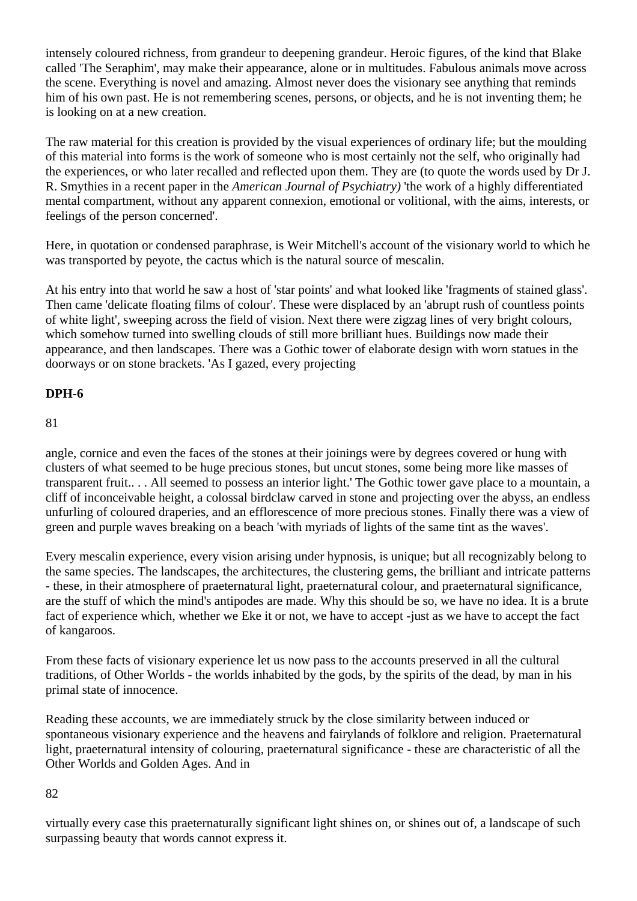intensely coloured richness, from grandeur to deepening grandeur. Heroic figures, of the kind that Blake called 'The Seraphim', may make their appearance, alone or in multitudes. Fabulous animals move across the scene. Everything is novel and amazing. Almost never does the visionary see anything that reminds him of his own past. He is not remembering scenes, persons, or objects, and he is not inventing them; he is looking on at a new creation.

The raw material for this creation is provided by the visual experiences of ordinary life; but the moulding of this material into forms is the work of someone who is most certainly not the self, who originally had the experiences, or who later recalled and reflected upon them. They are (to quote the words used by Dr J. R. Smythies in a recent paper in the *American Journal of Psychiatry)* 'the work of a highly differentiated mental compartment, without any apparent connexion, emotional or volitional, with the aims, interests, or feelings of the person concerned'.

Here, in quotation or condensed paraphrase, is Weir Mitchell's account of the visionary world to which he was transported by peyote, the cactus which is the natural source of mescalin.

At his entry into that world he saw a host of 'star points' and what looked like 'fragments of stained glass'. Then came 'delicate floating films of colour'. These were displaced by an 'abrupt rush of countless points of white light', sweeping across the field of vision. Next there were zigzag lines of very bright colours, which somehow turned into swelling clouds of still more brilliant hues. Buildings now made their appearance, and then landscapes. There was a Gothic tower of elaborate design with worn statues in the doorways or on stone brackets. 'As I gazed, every projecting angle, cornice and even the faces of the stones at their joinings were by degrees covered or hung with clusters of what seemed to be huge precious stones, but uncut stones, some being more like masses of transparent fruit.. . . All seemed to possess an interior light.' The Gothic tower gave place to a mountain, a cliff of inconceivable height, a colossal birdclaw carved in stone and projecting over the abyss, an endless unfurling of coloured draperies, and an efflorescence of more precious stones. Finally there was a view of green and purple waves breaking on a beach 'with myriads of lights of the same tint as the waves'.

Every mescalin experience, every vision arising under hypnosis, is unique; but all recognizably belong to the same species. The landscapes, the architectures, the clustering gems, the brilliant and intricate patterns - these, in their atmosphere of praeternatural light, praeternatural colour, and praeternatural significance, are the stuff of which the mind's antipodes are made. Why this should be so, we have no idea. It is a brute fact of experience which, whether we Eke it or not, we have to accept -just as we have to accept the fact of kangaroos.

From these facts of visionary experience let us now pass to the accounts preserved in all the cultural traditions, of Other Worlds - the worlds inhabited by the gods, by the spirits of the dead, by man in his primal state of innocence.

Reading these accounts, we are immediately struck by the close similarity between induced or spontaneous visionary experience and the heavens and fairylands of folklore and religion. Praeternatural light, praeternatural intensity of colouring, praeternatural significance - these are characteristic of all the Other Worlds and Golden Ages. And in virtually every case this praeternaturally significant light shines on, or shines out of, a landscape of such surpassing beauty that words cannot express it.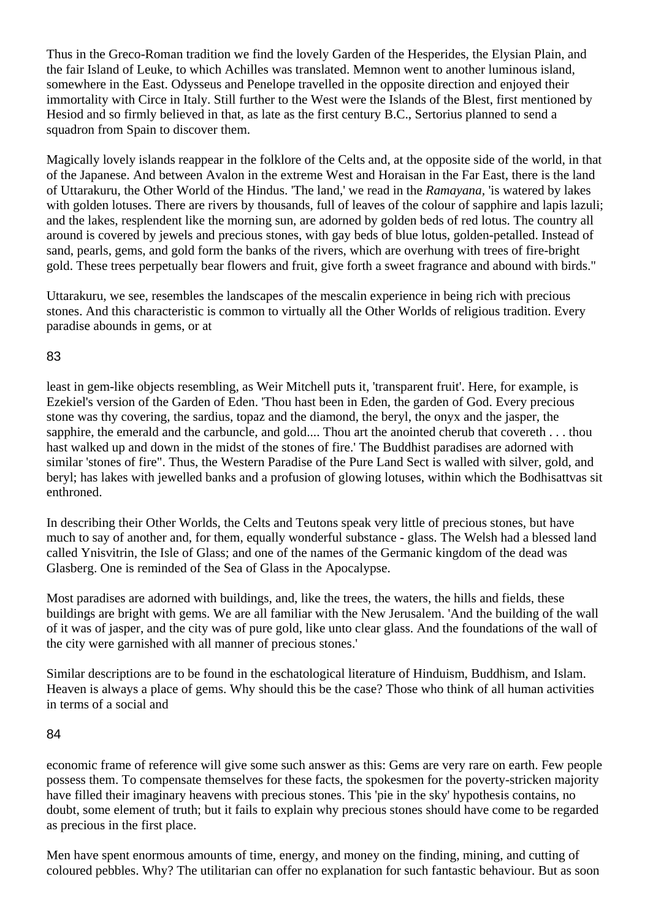Thus in the Greco-Roman tradition we find the lovely Garden of the Hesperides, the Elysian Plain, and the fair Island of Leuke, to which Achilles was translated. Memnon went to another luminous island, somewhere in the East. Odysseus and Penelope travelled in the opposite direction and enjoyed their immortality with Circe in Italy. Still further to the West were the Islands of the Blest, first mentioned by Hesiod and so firmly believed in that, as late as the first century B.C., Sertorius planned to send a squadron from Spain to discover them.

Magically lovely islands reappear in the folklore of the Celts and, at the opposite side of the world, in that of the Japanese. And between Avalon in the extreme West and Horaisan in the Far East, there is the land of Uttarakuru, the Other World of the Hindus. 'The land,' we read in the *Ramayana*, 'is watered by lakes with golden lotuses. There are rivers by thousands, full of leaves of the colour of sapphire and lapis lazuli; and the lakes, resplendent like the morning sun, are adorned by golden beds of red lotus. The country all around is covered by jewels and precious stones, with gay beds of blue lotus, golden-petalled. Instead of sand, pearls, gems, and gold form the banks of the rivers, which are overhung with trees of fire-bright gold. These trees perpetually bear flowers and fruit, give forth a sweet fragrance and abound with birds."

Uttarakuru, we see, resembles the landscapes of the mescalin experience in being rich with precious stones. And this characteristic is common to virtually all the Other Worlds of religious tradition. Every paradise abounds in gems, or at least in gem-like objects resembling, as Weir Mitchell puts it, 'transparent fruit'. Here, for example, is Ezekiel's version of the Garden of Eden. 'Thou hast been in Eden, the garden of God. Every precious stone was thy covering, the sardius, topaz and the diamond, the beryl, the onyx and the jasper, the sapphire, the emerald and the carbuncle, and gold.... Thou art the anointed cherub that covereth . . . thou hast walked up and down in the midst of the stones of fire.' The Buddhist paradises are adorned with similar 'stones of fire". Thus, the Western Paradise of the Pure Land Sect is walled with silver, gold, and beryl; has lakes with jewelled banks and a profusion of glowing lotuses, within which the Bodhisattvas sit enthroned.

In describing their Other Worlds, the Celts and Teutons speak very little of precious stones, but have much to say of another and, for them, equally wonderful substance - glass. The Welsh had a blessed land called Ynisvitrin, the Isle of Glass; and one of the names of the Germanic kingdom of the dead was Glasberg. One is reminded of the Sea of Glass in the Apocalypse.

Most paradises are adorned with buildings, and, like the trees, the waters, the hills and fields, these buildings are bright with gems. We are all familiar with the New Jerusalem. 'And the building of the wall of it was of jasper, and the city was of pure gold, like unto clear glass. And the foundations of the wall of the city were garnished with all manner of precious stones.'

Similar descriptions are to be found in the eschatological literature of Hinduism, Buddhism, and Islam. Heaven is always a place of gems. Why should this be the case? Those who think of all human activities in terms of a social and economic frame of reference will give some such answer as this: Gems are very rare on earth. Few people possess them. To compensate themselves for these facts, the spokesmen for the poverty-stricken majority have filled their imaginary heavens with precious stones. This 'pie in the sky' hypothesis contains, no doubt, some element of truth; but it fails to explain why precious stones should have come to be regarded as precious in the first place.

Men have spent enormous amounts of time, energy, and money on the finding, mining, and cutting of coloured pebbles. Why? The utilitarian can offer no explanation for such fantastic behaviour. But as soon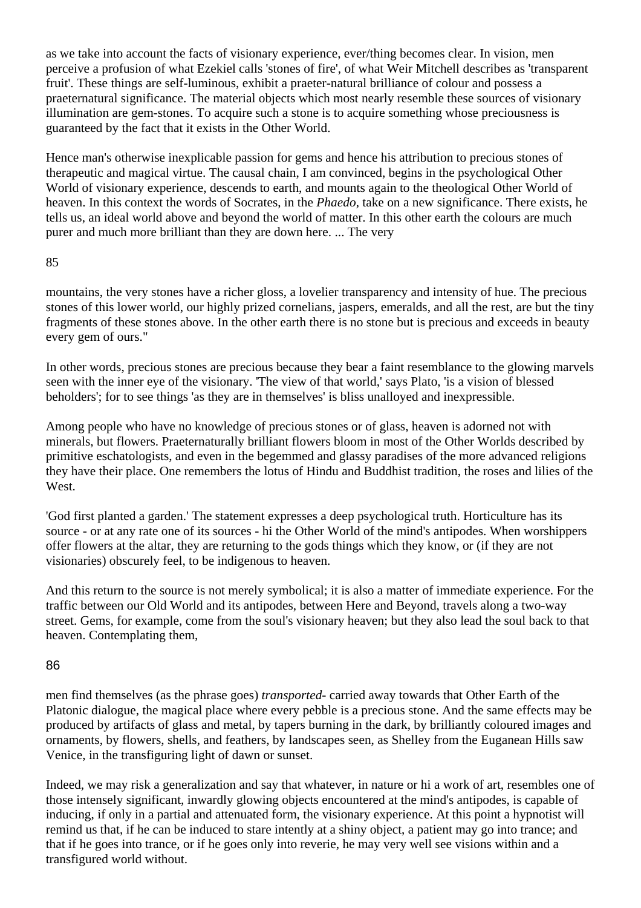as we take into account the facts of visionary experience, ever/thing becomes clear. In vision, men perceive a profusion of what Ezekiel calls 'stones of fire', of what Weir Mitchell describes as 'transparent fruit'. These things are self-luminous, exhibit a praeter-natural brilliance of colour and possess a praeternatural significance. The material objects which most nearly resemble these sources of visionary illumination are gem-stones. To acquire such a stone is to acquire something whose preciousness is guaranteed by the fact that it exists in the Other World.

Hence man's otherwise inexplicable passion for gems and hence his attribution to precious stones of therapeutic and magical virtue. The causal chain, I am convinced, begins in the psychological Other World of visionary experience, descends to earth, and mounts again to the theological Other World of heaven. In this context the words of Socrates, in the *Phaedo,* take on a new significance. There exists, he tells us, an ideal world above and beyond the world of matter. In this other earth the colours are much purer and much more brilliant than they are down here. ... The very

mountains, the very stones have a richer gloss, a lovelier transparency and intensity of hue. The precious stones of this lower world, our highly prized cornelians, jaspers, emeralds, and all the rest, are but the tiny fragments of these stones above. In the other earth there is no stone but is precious and exceeds in beauty every gem of ours."

In other words, precious stones are precious because they bear a faint resemblance to the glowing marvels seen with the inner eye of the visionary. 'The view of that world,' says Plato, 'is a vision of blessed beholders'; for to see things 'as they are in themselves' is bliss unalloyed and inexpressible.

Among people who have no knowledge of precious stones or of glass, heaven is adorned not with minerals, but flowers. Praeternaturally brilliant flowers bloom in most of the Other Worlds described by primitive eschatologists, and even in the begemmed and glassy paradises of the more advanced religions they have their place. One remembers the lotus of Hindu and Buddhist tradition, the roses and lilies of the West.

'God first planted a garden.' The statement expresses a deep psychological truth. Horticulture has its source - or at any rate one of its sources - hi the Other World of the mind's antipodes. When worshippers offer flowers at the altar, they are returning to the gods things which they know, or (if they are not visionaries) obscurely feel, to be indigenous to heaven.

And this return to the source is not merely symbolical; it is also a matter of immediate experience. For the traffic between our Old World and its antipodes, between Here and Beyond, travels along a two-way street. Gems, for example, come from the soul's visionary heaven; but they also lead the soul back to that heaven. Contemplating them,

men find themselves (as the phrase goes) *transported*- carried away towards that Other Earth of the Platonic dialogue, the magical place where every pebble is a precious stone. And the same effects may be produced by artifacts of glass and metal, by tapers burning in the dark, by brilliantly coloured images and ornaments, by flowers, shells, and feathers, by landscapes seen, as Shelley from the Euganean Hills saw Venice, in the transfiguring light of dawn or sunset.

Indeed, we may risk a generalization and say that whatever, in nature or hi a work of art, resembles one of those intensely significant, inwardly glowing objects encountered at the mind's antipodes, is capable of inducing, if only in a partial and attenuated form, the visionary experience. At this point a hypnotist will remind us that, if he can be induced to stare intently at a shiny object, a patient may go into trance; and that if he goes into trance, or if he goes only into reverie, he may very well see visions within and a transfigured world without.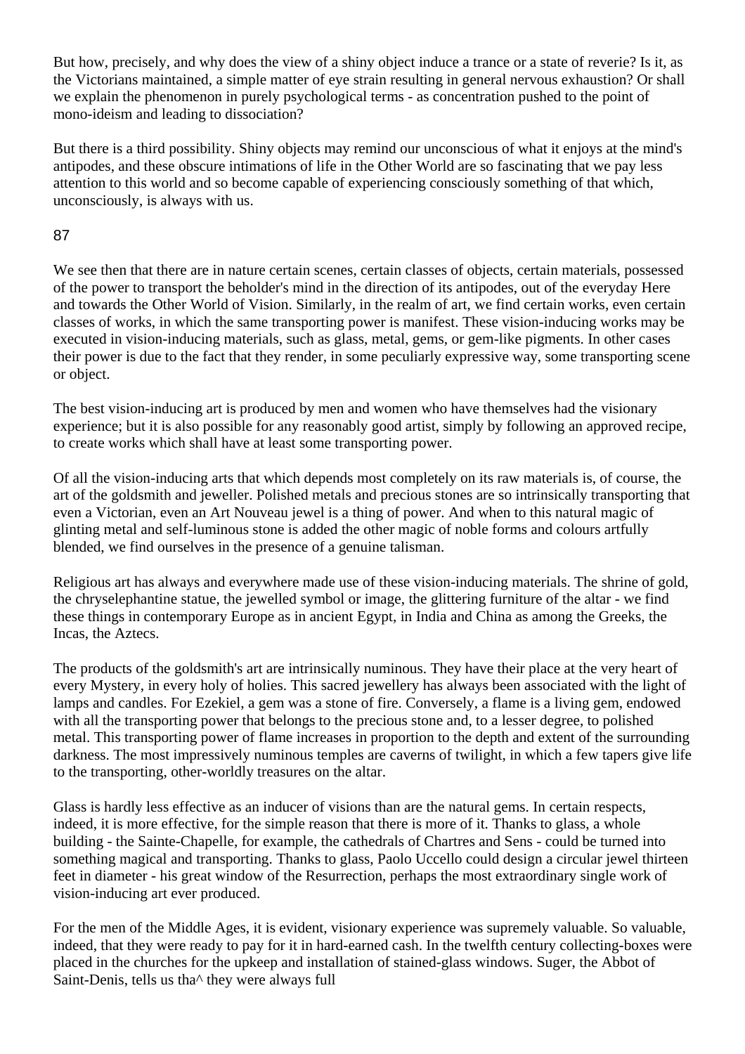But how, precisely, and why does the view of a shiny object induce a trance or a state of reverie? Is it, as the Victorians maintained, a simple matter of eye strain resulting in general nervous exhaustion? Or shall we explain the phenomenon in purely psychological terms - as concentration pushed to the point of mono-ideism and leading to dissociation?

But there is a third possibility. Shiny objects may remind our unconscious of what it enjoys at the mind's antipodes, and these obscure intimations of life in the Other World are so fascinating that we pay less attention to this world and so become capable of experiencing consciously something of that which, unconsciously, is always with us.

We see then that there are in nature certain scenes, certain classes of objects, certain materials, possessed of the power to transport the beholder's mind in the direction of its antipodes, out of the everyday Here and towards the Other World of Vision. Similarly, in the realm of art, we find certain works, even certain classes of works, in which the same transporting power is manifest. These vision-inducing works may be executed in vision-inducing materials, such as glass, metal, gems, or gem-like pigments. In other cases their power is due to the fact that they render, in some peculiarly expressive way, some transporting scene or object.

The best vision-inducing art is produced by men and women who have themselves had the visionary experience; but it is also possible for any reasonably good artist, simply by following an approved recipe, to create works which shall have at least some transporting power.

Of all the vision-inducing arts that which depends most completely on its raw materials is, of course, the art of the goldsmith and jeweller. Polished metals and precious stones are so intrinsically transporting that even a Victorian, even an Art Nouveau jewel is a thing of power. And when to this natural magic of glinting metal and self-luminous stone is added the other magic of noble forms and colours artfully blended, we find ourselves in the presence of a genuine talisman.

Religious art has always and everywhere made use of these vision-inducing materials. The shrine of gold, the chryselephantine statue, the jewelled symbol or image, the glittering furniture of the altar - we find these things in contemporary Europe as in ancient Egypt, in India and China as among the Greeks, the Incas, the Aztecs.

The products of the goldsmith's art are intrinsically numinous. They have their place at the very heart of every Mystery, in every holy of holies. This sacred jewellery has always been associated with the light of lamps and candles. For Ezekiel, a gem was a stone of fire. Conversely, a flame is a living gem, endowed with all the transporting power that belongs to the precious stone and, to a lesser degree, to polished metal. This transporting power of flame increases in proportion to the depth and extent of the surrounding darkness. The most impressively numinous temples are caverns of twilight, in which a few tapers give life to the transporting, other-worldly treasures on the altar.

Glass is hardly less effective as an inducer of visions than are the natural gems. In certain respects, indeed, it is more effective, for the simple reason that there is more of it. Thanks to glass, a whole building - the Sainte-Chapelle, for example, the cathedrals of Chartres and Sens - could be turned into something magical and transporting. Thanks to glass, Paolo Uccello could design a circular jewel thirteen feet in diameter - his great window of the Resurrection, perhaps the most extraordinary single work of vision-inducing art ever produced.

For the men of the Middle Ages, it is evident, visionary experience was supremely valuable. So valuable, indeed, that they were ready to pay for it in hard-earned cash. In the twelfth century collecting-boxes were placed in the churches for the upkeep and installation of stained-glass windows. Suger, the Abbot of Saint-Denis, tells us tha^ they were always full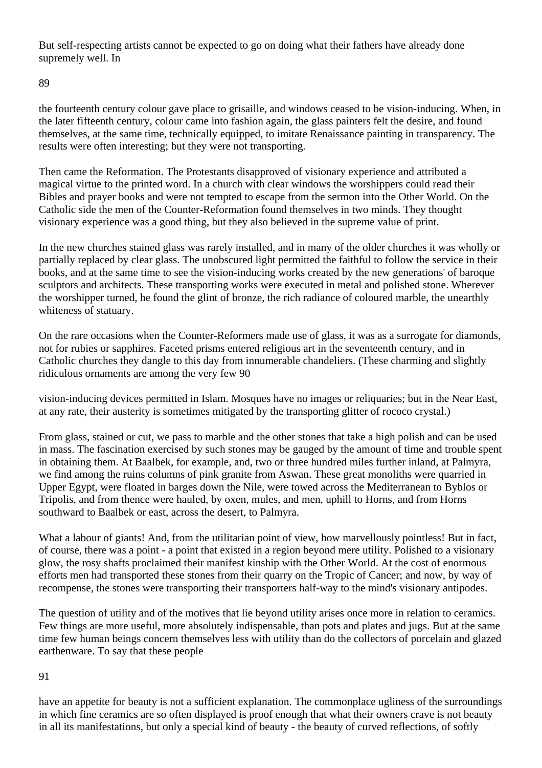But self-respecting artists cannot be expected to go on doing what their fathers have already done supremely well. In

the fourteenth century colour gave place to grisaille, and windows ceased to be vision-inducing. When, in the later fifteenth century, colour came into fashion again, the glass painters felt the desire, and found themselves, at the same time, technically equipped, to imitate Renaissance painting in transparency. The results were often interesting; but they were not transporting.

Then came the Reformation. The Protestants disapproved of visionary experience and attributed a magical virtue to the printed word. In a church with clear windows the worshippers could read their Bibles and prayer books and were not tempted to escape from the sermon into the Other World. On the Catholic side the men of the Counter-Reformation found themselves in two minds. They thought visionary experience was a good thing, but they also believed in the supreme value of print.

In the new churches stained glass was rarely installed, and in many of the older churches it was wholly or partially replaced by clear glass. The unobscured light permitted the faithful to follow the service in their books, and at the same time to see the vision-inducing works created by the new generations' of baroque sculptors and architects. These transporting works were executed in metal and polished stone. Wherever the worshipper turned, he found the glint of bronze, the rich radiance of coloured marble, the unearthly whiteness of statuary.

On the rare occasions when the Counter-Reformers made use of glass, it was as a surrogate for diamonds, not for rubies or sapphires. Faceted prisms entered religious art in the seventeenth century, and in Catholic churches they dangle to this day from innumerable chandeliers. (These charming and slightly ridiculous ornaments are among the very few vision-inducing devices permitted in Islam. Mosques have no images or reliquaries; but in the Near East, at any rate, their austerity is sometimes mitigated by the transporting glitter of rococo crystal.)

From glass, stained or cut, we pass to marble and the other stones that take a high polish and can be used in mass. The fascination exercised by such stones may be gauged by the amount of time and trouble spent in obtaining them. At Baalbek, for example, and, two or three hundred miles further inland, at Palmyra, we find among the ruins columns of pink granite from Aswan. These great monoliths were quarried in Upper Egypt, were floated in barges down the Nile, were towed across the Mediterranean to Byblos or Tripolis, and from thence were hauled, by oxen, mules, and men, uphill to Horns, and from Horns southward to Baalbek or east, across the desert, to Palmyra.

What a labour of giants! And, from the utilitarian point of view, how marvellously pointless! But in fact, of course, there was a point - a point that existed in a region beyond mere utility. Polished to a visionary glow, the rosy shafts proclaimed their manifest kinship with the Other World. At the cost of enormous efforts men had transported these stones from their quarry on the Tropic of Cancer; and now, by way of recompense, the stones were transporting their transporters half-way to the mind's visionary antipodes.

The question of utility and of the motives that lie beyond utility arises once more in relation to ceramics. Few things are more useful, more absolutely indispensable, than pots and plates and jugs. But at the same time few human beings concern themselves less with utility than do the collectors of porcelain and glazed earthenware. To say that these people

have an appetite for beauty is not a sufficient explanation. The commonplace ugliness of the surroundings in which fine ceramics are so often displayed is proof enough that what their owners crave is not beauty in all its manifestations, but only a special kind of beauty - the beauty of curved reflections, of softly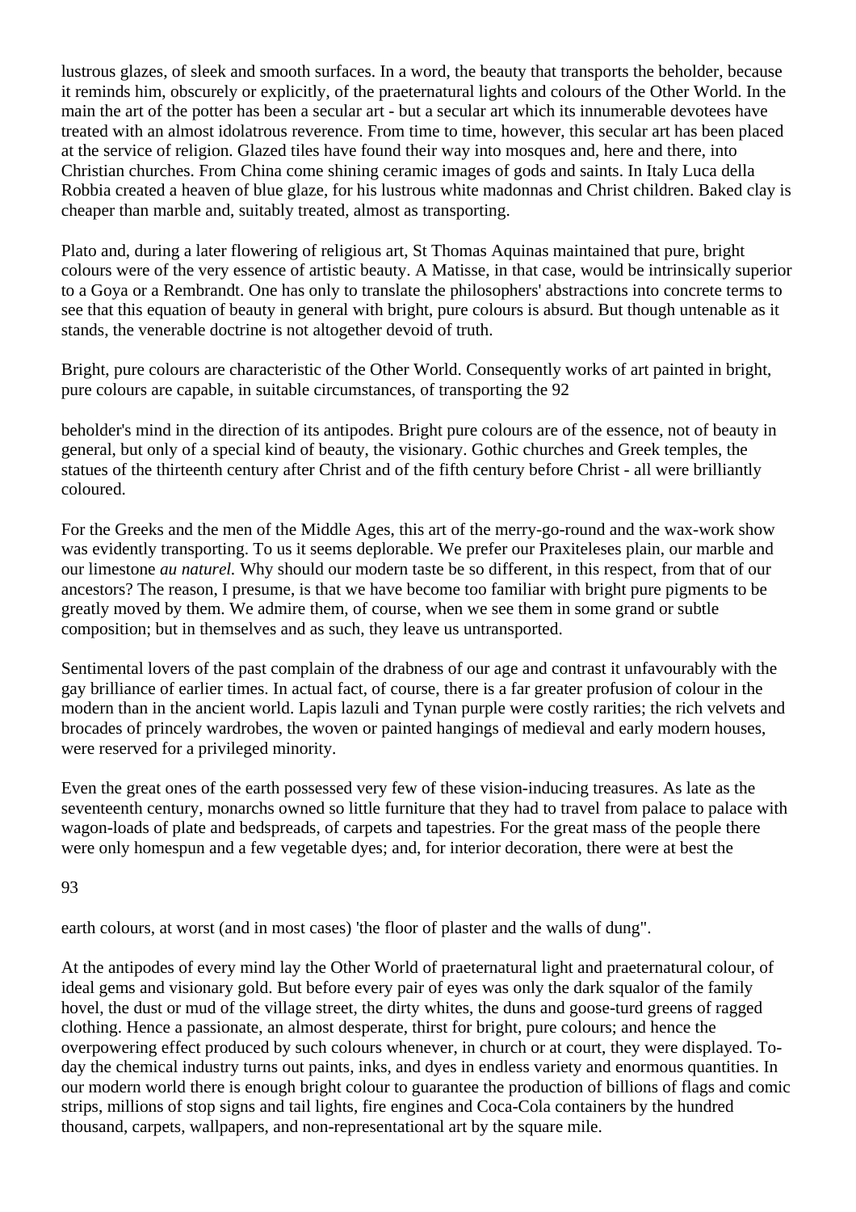lustrous glazes, of sleek and smooth surfaces. In a word, the beauty that transports the beholder, because it reminds him, obscurely or explicitly, of the praeternatural lights and colours of the Other World. In the main the art of the potter has been a secular art - but a secular art which its innumerable devotees have treated with an almost idolatrous reverence. From time to time, however, this secular art has been placed at the service of religion. Glazed tiles have found their way into mosques and, here and there, into Christian churches. From China come shining ceramic images of gods and saints. In Italy Luca della Robbia created a heaven of blue glaze, for his lustrous white madonnas and Christ children. Baked clay is cheaper than marble and, suitably treated, almost as transporting.

Plato and, during a later flowering of religious art, St Thomas Aquinas maintained that pure, bright colours were of the very essence of artistic beauty. A Matisse, in that case, would be intrinsically superior to a Goya or a Rembrandt. One has only to translate the philosophers' abstractions into concrete terms to see that this equation of beauty in general with bright, pure colours is absurd. But though untenable as it stands, the venerable doctrine is not altogether devoid of truth.

Bright, pure colours are characteristic of the Other World. Consequently works of art painted in bright, pure colours are capable, in suitable circumstances, of transporting the beholder's mind in the direction of its antipodes. Bright pure colours are of the essence, not of beauty in general, but only of a special kind of beauty, the visionary. Gothic churches and Greek temples, the statues of the thirteenth century after Christ and of the fifth century before Christ - all were brilliantly coloured.

For the Greeks and the men of the Middle Ages, this art of the merry-go-round and the wax-work show was evidently transporting. To us it seems deplorable. We prefer our Praxiteleses plain, our marble and our limestone *au naturel.* Why should our modern taste be so different, in this respect, from that of our ancestors? The reason, I presume, is that we have become too familiar with bright pure pigments to be greatly moved by them. We admire them, of course, when we see them in some grand or subtle composition; but in themselves and as such, they leave us untransported.

Sentimental lovers of the past complain of the drabness of our age and contrast it unfavourably with the gay brilliance of earlier times. In actual fact, of course, there is a far greater profusion of colour in the modern than in the ancient world. Lapis lazuli and Tynan purple were costly rarities; the rich velvets and brocades of princely wardrobes, the woven or painted hangings of medieval and early modern houses, were reserved for a privileged minority.

Even the great ones of the earth possessed very few of these vision-inducing treasures. As late as the seventeenth century, monarchs owned so little furniture that they had to travel from palace to palace with wagon-loads of plate and bedspreads, of carpets and tapestries. For the great mass of the people there were only homespun and a few vegetable dyes; and, for interior decoration, there were at best the earth colours, at worst (and in most cases) 'the floor of plaster and the walls of dung".

At the antipodes of every mind lay the Other World of praeternatural light and praeternatural colour, of ideal gems and visionary gold. But before every pair of eyes was only the dark squalor of the family hovel, the dust or mud of the village street, the dirty whites, the duns and goose-turd greens of ragged clothing. Hence a passionate, an almost desperate, thirst for bright, pure colours; and hence the overpowering effect produced by such colours whenever, in church or at court, they were displayed. To-day the chemical industry turns out paints, inks, and dyes in endless variety and enormous quantities. In our modern world there is enough bright colour to guarantee the production of billions of flags and comic strips, millions of stop signs and tail lights, fire engines and Coca-Cola containers by the hundred thousand, carpets, wallpapers, and non-representational art by the square mile.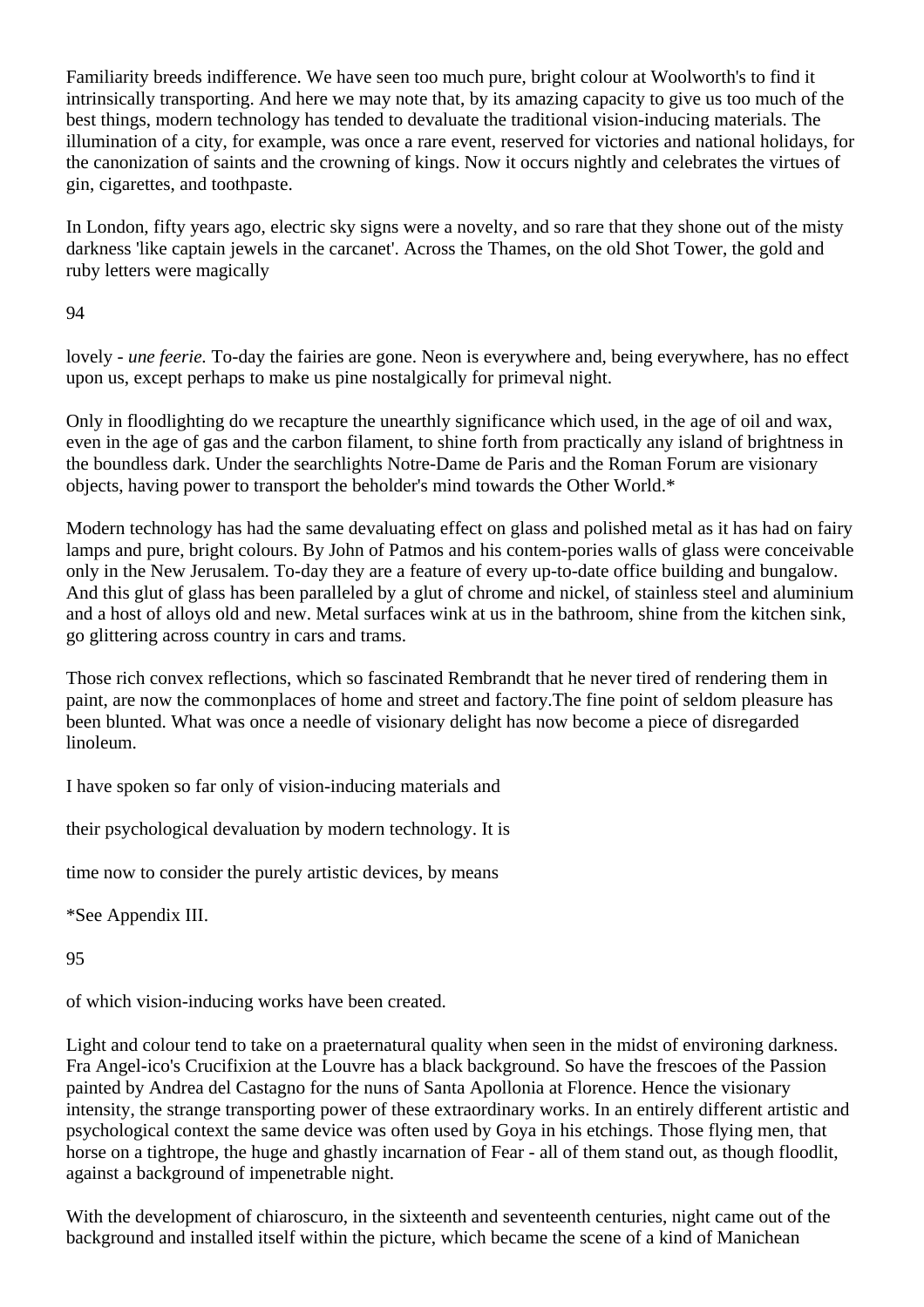Familiarity breeds indifference. We have seen too much pure, bright colour at Woolworth's to find it intrinsically transporting. And here we may note that, by its amazing capacity to give us too much of the best things, modern technology has tended to devaluate the traditional vision-inducing materials. The illumination of a city, for example, was once a rare event, reserved for victories and national holidays, for the canonization of saints and the crowning of kings. Now it occurs nightly and celebrates the virtues of gin, cigarettes, and toothpaste.

In London, fifty years ago, electric sky signs were a novelty, and so rare that they shone out of the misty darkness 'like captain jewels in the carcanet'. Across the Thames, on the old Shot Tower, the gold and ruby letters were magically lovely - *une feerie.* To-day the fairies are gone. Neon is everywhere and, being everywhere, has no effect upon us, except perhaps to make us pine nostalgically for primeval night.

Only in floodlighting do we recapture the unearthly significance which used, in the age of oil and wax, even in the age of gas and the carbon filament, to shine forth from practically any island of brightness in the boundless dark. Under the searchlights Notre-Dame de Paris and the Roman Forum are visionary objects, having power to transport the beholder's mind towards the Other World.*

Modern technology has had the same devaluating effect on glass and polished metal as it has had on fairy lamps and pure, bright colours. By John of Patmos and his contem-pories walls of glass were conceivable only in the New Jerusalem. To-day they are a feature of every up-to-date office building and bungalow. And this glut of glass has been paralleled by a glut of chrome and nickel, of stainless steel and aluminium and a host of alloys old and new. Metal surfaces wink at us in the bathroom, shine from the kitchen sink, go glittering across country in cars and trams.

Those rich convex reflections, which so fascinated Rembrandt that he never tired of rendering them in paint, are now the commonplaces of home and street and factory.The fine point of seldom pleasure has been blunted. What was once a needle of visionary delight has now become a piece of disregarded linoleum.

I have spoken so far only of vision-inducing materials and their psychological devaluation by modern technology. It is time now to consider the purely artistic devices, by means of which vision-inducing works have been created.

*See Appendix III.

Light and colour tend to take on a praeternatural quality when seen in the midst of environing darkness. Fra Angel-ico's Crucifixion at the Louvre has a black background. So have the frescoes of the Passion painted by Andrea del Castagno for the nuns of Santa Apollonia at Florence. Hence the visionary intensity, the strange transporting power of these extraordinary works. In an entirely different artistic and psychological context the same device was often used by Goya in his etchings. Those flying men, that horse on a tightrope, the huge and ghastly incarnation of Fear - all of them stand out, as though floodlit, against a background of impenetrable night.

With the development of chiaroscuro, in the sixteenth and seventeenth centuries, night came out of the background and installed itself within the picture, which became the scene of a kind of Manichean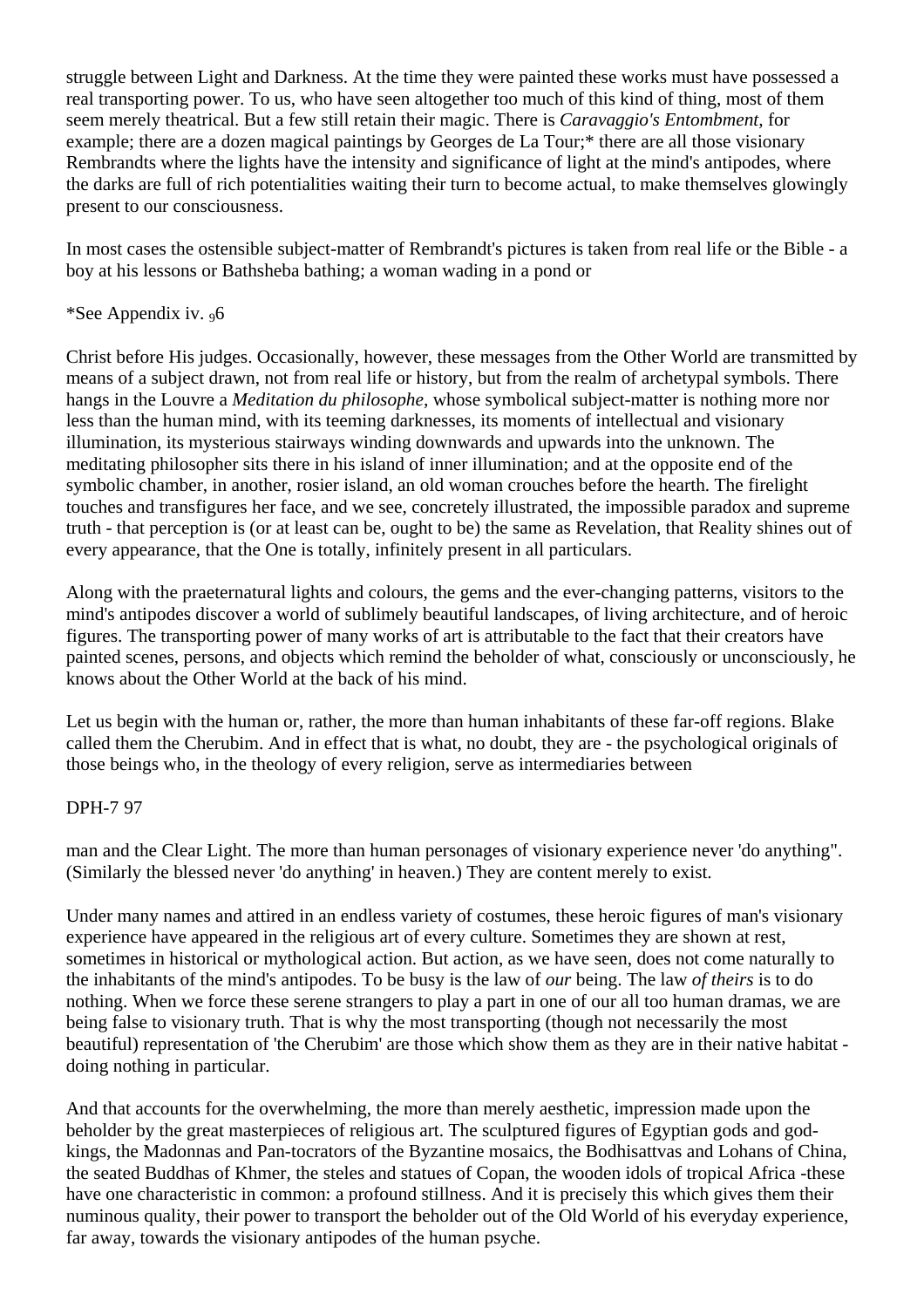struggle between Light and Darkness. At the time they were painted these works must have possessed a real transporting power. To us, who have seen altogether too much of this kind of thing, most of them seem merely theatrical. But a few still retain their magic. There is *Caravaggio's Entombment,* for example; there are a dozen magical paintings by Georges de La Tour;* there are all those visionary Rembrandts where the lights have the intensity and significance of light at the mind's antipodes, where the darks are full of rich potentialities waiting their turn to become actual, to make themselves glowingly present to our consciousness.

In most cases the ostensible subject-matter of Rembrandt's pictures is taken from real life or the Bible - a boy at his lessons or Bathsheba bathing; a woman wading in a pond or

*See Appendix iv.

Christ before His judges. Occasionally, however, these messages from the Other World are transmitted by means of a subject drawn, not from real life or history, but from the realm of archetypal symbols. There hangs in the Louvre a *Meditation du philosophe,* whose symbolical subject-matter is nothing more nor less than the human mind, with its teeming darknesses, its moments of intellectual and visionary illumination, its mysterious stairways winding downwards and upwards into the unknown. The meditating philosopher sits there in his island of inner illumination; and at the opposite end of the symbolic chamber, in another, rosier island, an old woman crouches before the hearth. The firelight touches and transfigures her face, and we see, concretely illustrated, the impossible paradox and supreme truth - that perception is (or at least can be, ought to be) the same as Revelation, that Reality shines out of every appearance, that the One is totally, infinitely present in all particulars.

Along with the praeternatural lights and colours, the gems and the ever-changing patterns, visitors to the mind's antipodes discover a world of sublimely beautiful landscapes, of living architecture, and of heroic figures. The transporting power of many works of art is attributable to the fact that their creators have painted scenes, persons, and objects which remind the beholder of what, consciously or unconsciously, he knows about the Other World at the back of his mind.

Let us begin with the human or, rather, the more than human inhabitants of these far-off regions. Blake called them the Cherubim. And in effect that is what, no doubt, they are - the psychological originals of those beings who, in the theology of every religion, serve as intermediaries between

man and the Clear Light. The more than human personages of visionary experience never 'do anything". (Similarly the blessed never 'do anything' in heaven.) They are content merely to exist.

Under many names and attired in an endless variety of costumes, these heroic figures of man's visionary experience have appeared in the religious art of every culture. Sometimes they are shown at rest, sometimes in historical or mythological action. But action, as we have seen, does not come naturally to the inhabitants of the mind's antipodes. To be busy is the law of *our* being. The law *of theirs* is to do nothing. When we force these serene strangers to play a part in one of our all too human dramas, we are being false to visionary truth. That is why the most transporting (though not necessarily the most beautiful) representation of 'the Cherubim' are those which show them as they are in their native habitat - doing nothing in particular.

And that accounts for the overwhelming, the more than merely aesthetic, impression made upon the beholder by the great masterpieces of religious art. The sculptured figures of Egyptian gods and god-kings, the Madonnas and Pan-tocrators of the Byzantine mosaics, the Bodhisattvas and Lohans of China, the seated Buddhas of Khmer, the steles and statues of Copan, the wooden idols of tropical Africa -these have one characteristic in common: a profound stillness. And it is precisely this which gives them their numinous quality, their power to transport the beholder out of the Old World of his everyday experience, far away, towards the visionary antipodes of the human psyche.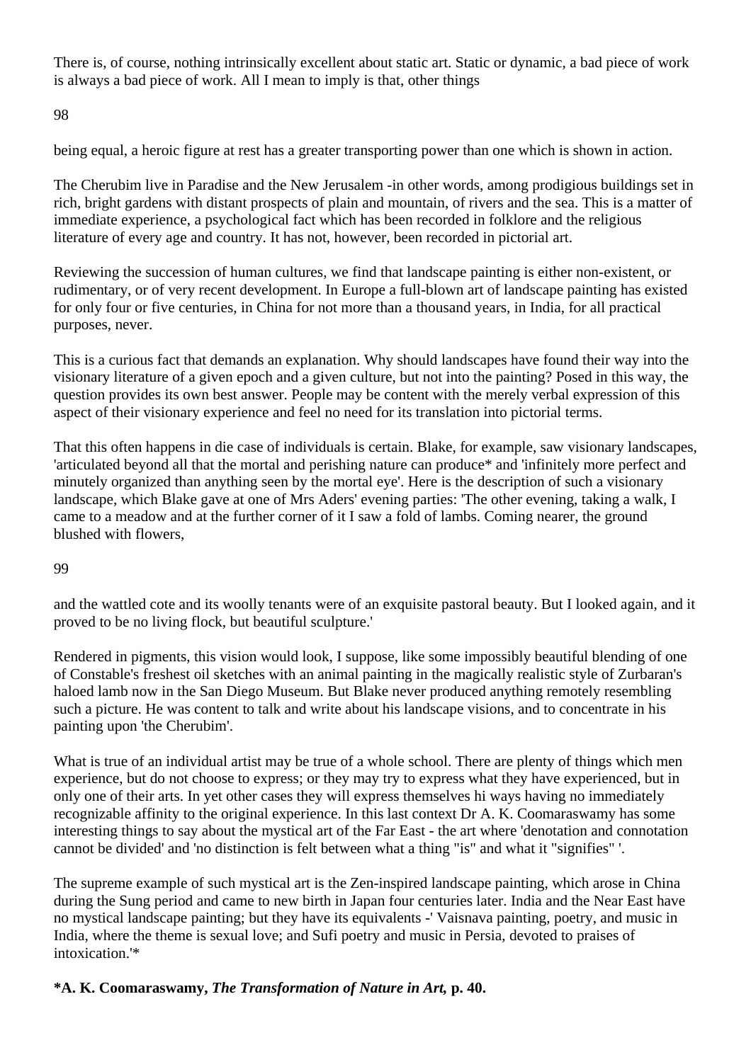There is, of course, nothing intrinsically excellent about static art. Static or dynamic, a bad piece of work is always a bad piece of work. All I mean to imply is that, other things being equal, a heroic figure at rest has a greater transporting power than one which is shown in action.

The Cherubim live in Paradise and the New Jerusalem -in other words, among prodigious buildings set in rich, bright gardens with distant prospects of plain and mountain, of rivers and the sea. This is a matter of immediate experience, a psychological fact which has been recorded in folklore and the religious literature of every age and country. It has not, however, been recorded in pictorial art.

Reviewing the succession of human cultures, we find that landscape painting is either non-existent, or rudimentary, or of very recent development. In Europe a full-blown art of landscape painting has existed for only four or five centuries, in China for not more than a thousand years, in India, for all practical purposes, never.

This is a curious fact that demands an explanation. Why should landscapes have found their way into the visionary literature of a given epoch and a given culture, but not into the painting? Posed in this way, the question provides its own best answer. People may be content with the merely verbal expression of this aspect of their visionary experience and feel no need for its translation into pictorial terms.

That this often happens in die case of individuals is certain. Blake, for example, saw visionary landscapes, 'articulated beyond all that the mortal and perishing nature can produce* and 'infinitely more perfect and minutely organized than anything seen by the mortal eye'. Here is the description of such a visionary landscape, which Blake gave at one of Mrs Aders' evening parties: 'The other evening, taking a walk, I came to a meadow and at the further corner of it I saw a fold of lambs. Coming nearer, the ground blushed with flowers, and the wattled cote and its woolly tenants were of an exquisite pastoral beauty. But I looked again, and it proved to be no living flock, but beautiful sculpture.'

Rendered in pigments, this vision would look, I suppose, like some impossibly beautiful blending of one of Constable's freshest oil sketches with an animal painting in the magically realistic style of Zurbaran's haloed lamb now in the San Diego Museum. But Blake never produced anything remotely resembling such a picture. He was content to talk and write about his landscape visions, and to concentrate in his painting upon 'the Cherubim'.

What is true of an individual artist may be true of a whole school. There are plenty of things which men experience, but do not choose to express; or they may try to express what they have experienced, but in only one of their arts. In yet other cases they will express themselves hi ways having no immediately recognizable affinity to the original experience. In this last context Dr A. K. Coomaraswamy has some interesting things to say about the mystical art of the Far East - the art where 'denotation and connotation cannot be divided' and 'no distinction is felt between what a thing "is" and what it "signifies" '.

The supreme example of such mystical art is the Zen-inspired landscape painting, which arose in China during the Sung period and came to new birth in Japan four centuries later. India and the Near East have no mystical landscape painting; but they have its equivalents -' Vaisnava painting, poetry, and music in India, where the theme is sexual love; and Sufi poetry and music in Persia, devoted to praises of intoxication.'*

**\*A. K. Coomaraswamy, *The Transformation of Nature in Art,* p. 40.**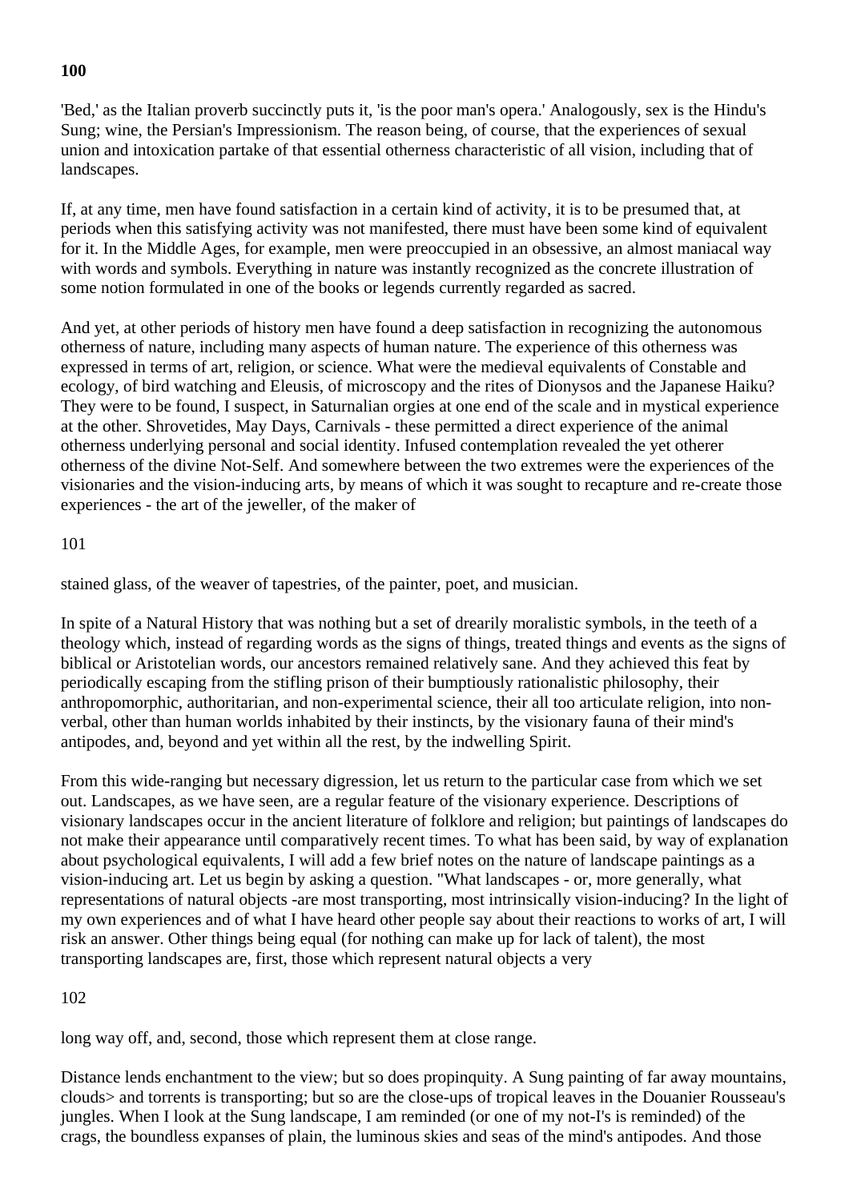'Bed,' as the Italian proverb succinctly puts it, 'is the poor man's opera.' Analogously, sex is the Hindu's Sung; wine, the Persian's Impressionism. The reason being, of course, that the experiences of sexual union and intoxication partake of that essential otherness characteristic of all vision, including that of landscapes.

If, at any time, men have found satisfaction in a certain kind of activity, it is to be presumed that, at periods when this satisfying activity was not manifested, there must have been some kind of equivalent for it. In the Middle Ages, for example, men were preoccupied in an obsessive, an almost maniacal way with words and symbols. Everything in nature was instantly recognized as the concrete illustration of some notion formulated in one of the books or legends currently regarded as sacred.

And yet, at other periods of history men have found a deep satisfaction in recognizing the autonomous otherness of nature, including many aspects of human nature. The experience of this otherness was expressed in terms of art, religion, or science. What were the medieval equivalents of Constable and ecology, of bird watching and Eleusis, of microscopy and the rites of Dionysos and the Japanese Haiku? They were to be found, I suspect, in Saturnalian orgies at one end of the scale and in mystical experience at the other. Shrovetides, May Days, Carnivals - these permitted a direct experience of the animal otherness underlying personal and social identity. Infused contemplation revealed the yet otherer otherness of the divine Not-Self. And somewhere between the two extremes were the experiences of the visionaries and the vision-inducing arts, by means of which it was sought to recapture and re-create those experiences - the art of the jeweller, of the maker of stained glass, of the weaver of tapestries, of the painter, poet, and musician.

In spite of a Natural History that was nothing but a set of drearily moralistic symbols, in the teeth of a theology which, instead of regarding words as the signs of things, treated things and events as the signs of biblical or Aristotelian words, our ancestors remained relatively sane. And they achieved this feat by periodically escaping from the stifling prison of their bumptiously rationalistic philosophy, their anthropomorphic, authoritarian, and non-experimental science, their all too articulate religion, into non-verbal, other than human worlds inhabited by their instincts, by the visionary fauna of their mind's antipodes, and, beyond and yet within all the rest, by the indwelling Spirit.

From this wide-ranging but necessary digression, let us return to the particular case from which we set out. Landscapes, as we have seen, are a regular feature of the visionary experience. Descriptions of visionary landscapes occur in the ancient literature of folklore and religion; but paintings of landscapes do not make their appearance until comparatively recent times. To what has been said, by way of explanation about psychological equivalents, I will add a few brief notes on the nature of landscape paintings as a vision-inducing art. Let us begin by asking a question. "What landscapes - or, more generally, what representations of natural objects -are most transporting, most intrinsically vision-inducing? In the light of my own experiences and of what I have heard other people say about their reactions to works of art, I will risk an answer. Other things being equal (for nothing can make up for lack of talent), the most transporting landscapes are, first, those which represent natural objects a very long way off, and, second, those which represent them at close range.

Distance lends enchantment to the view; but so does propinquity. A Sung painting of far away mountains, clouds> and torrents is transporting; but so are the close-ups of tropical leaves in the Douanier Rousseau's jungles. When I look at the Sung landscape, I am reminded (or one of my not-I's is reminded) of the crags, the boundless expanses of plain, the luminous skies and seas of the mind's antipodes. And those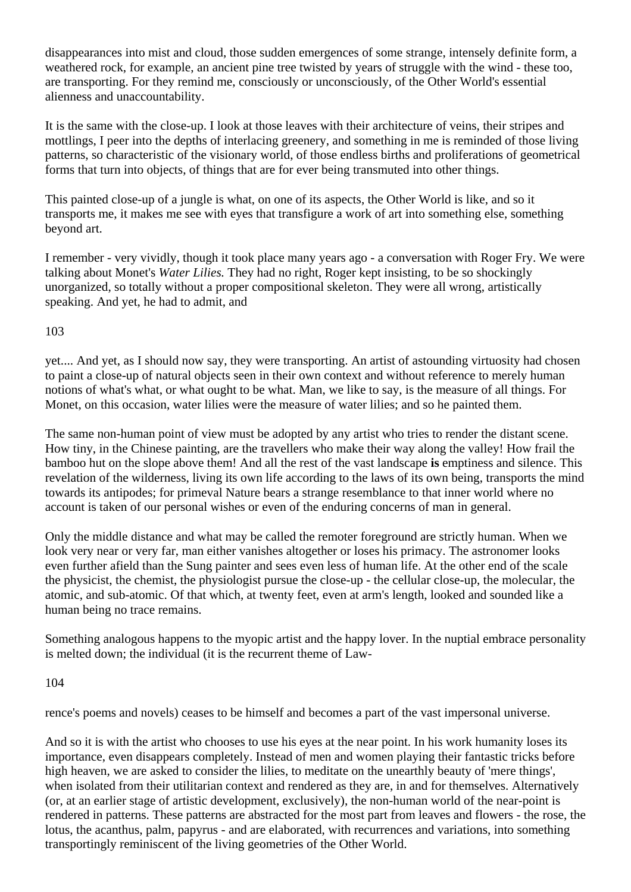disappearances into mist and cloud, those sudden emergences of some strange, intensely definite form, a weathered rock, for example, an ancient pine tree twisted by years of struggle with the wind - these too, are transporting. For they remind me, consciously or unconsciously, of the Other World's essential alienness and unaccountability.

It is the same with the close-up. I look at those leaves with their architecture of veins, their stripes and mottlings, I peer into the depths of interlacing greenery, and something in me is reminded of those living patterns, so characteristic of the visionary world, of those endless births and proliferations of geometrical forms that turn into objects, of things that are for ever being transmuted into other things.

This painted close-up of a jungle is what, on one of its aspects, the Other World is like, and so it transports me, it makes me see with eyes that transfigure a work of art into something else, something beyond art.

I remember - very vividly, though it took place many years ago - a conversation with Roger Fry. We were talking about Monet's *Water Lilies.* They had no right, Roger kept insisting, to be so shockingly unorganized, so totally without a proper compositional skeleton. They were all wrong, artistically speaking. And yet, he had to admit, and yet.... And yet, as I should now say, they were transporting. An artist of astounding virtuosity had chosen to paint a close-up of natural objects seen in their own context and without reference to merely human notions of what's what, or what ought to be what. Man, we like to say, is the measure of all things. For Monet, on this occasion, water lilies were the measure of water lilies; and so he painted them.

The same non-human point of view must be adopted by any artist who tries to render the distant scene. How tiny, in the Chinese painting, are the travellers who make their way along the valley! How frail the bamboo hut on the slope above them! And all the rest of the vast landscape **is** emptiness and silence. This revelation of the wilderness, living its own life according to the laws of its own being, transports the mind towards its antipodes; for primeval Nature bears a strange resemblance to that inner world where no account is taken of our personal wishes or even of the enduring concerns of man in general.

Only the middle distance and what may be called the remoter foreground are strictly human. When we look very near or very far, man either vanishes altogether or loses his primacy. The astronomer looks even further afield than the Sung painter and sees even less of human life. At the other end of the scale the physicist, the chemist, the physiologist pursue the close-up - the cellular close-up, the molecular, the atomic, and sub-atomic. Of that which, at twenty feet, even at arm's length, looked and sounded like a human being no trace remains.

Something analogous happens to the myopic artist and the happy lover. In the nuptial embrace personality is melted down; the individual (it is the recurrent theme of Lawrence's poems and novels) ceases to be himself and becomes a part of the vast impersonal universe.

And so it is with the artist who chooses to use his eyes at the near point. In his work humanity loses its importance, even disappears completely. Instead of men and women playing their fantastic tricks before high heaven, we are asked to consider the lilies, to meditate on the unearthly beauty of 'mere things', when isolated from their utilitarian context and rendered as they are, in and for themselves. Alternatively (or, at an earlier stage of artistic development, exclusively), the non-human world of the near-point is rendered in patterns. These patterns are abstracted for the most part from leaves and flowers - the rose, the lotus, the acanthus, palm, papyrus - and are elaborated, with recurrences and variations, into something transportingly reminiscent of the living geometries of the Other World.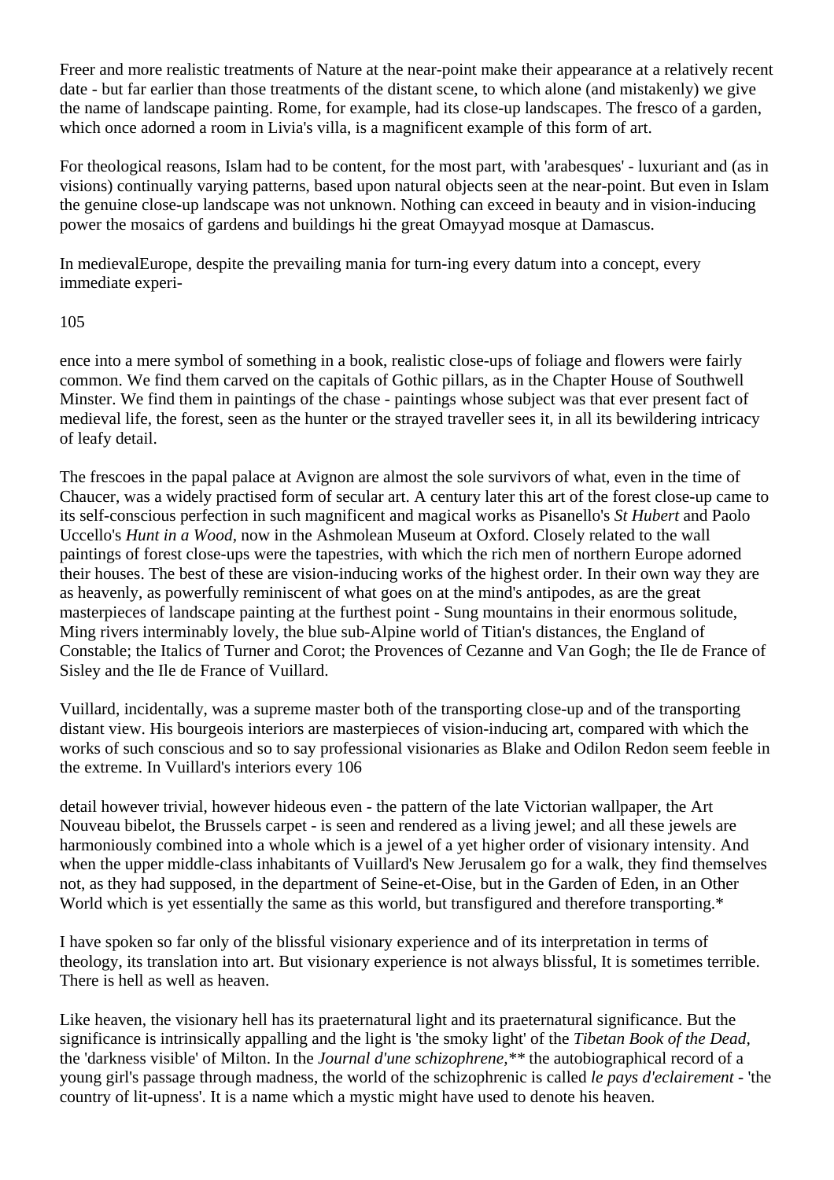Freer and more realistic treatments of Nature at the near-point make their appearance at a relatively recent date - but far earlier than those treatments of the distant scene, to which alone (and mistakenly) we give the name of landscape painting. Rome, for example, had its close-up landscapes. The fresco of a garden, which once adorned a room in Livia's villa, is a magnificent example of this form of art.

For theological reasons, Islam had to be content, for the most part, with 'arabesques' - luxuriant and (as in visions) continually varying patterns, based upon natural objects seen at the near-point. But even in Islam the genuine close-up landscape was not unknown. Nothing can exceed in beauty and in vision-inducing power the mosaics of gardens and buildings hi the great Omayyad mosque at Damascus.

In medievalEurope, despite the prevailing mania for turn-ing every datum into a concept, every immediate experience into a mere symbol of something in a book, realistic close-ups of foliage and flowers were fairly common. We find them carved on the capitals of Gothic pillars, as in the Chapter House of Southwell Minster. We find them in paintings of the chase - paintings whose subject was that ever present fact of medieval life, the forest, seen as the hunter or the strayed traveller sees it, in all its bewildering intricacy of leafy detail.

The frescoes in the papal palace at Avignon are almost the sole survivors of what, even in the time of Chaucer, was a widely practised form of secular art. A century later this art of the forest close-up came to its self-conscious perfection in such magnificent and magical works as Pisanello's *St Hubert* and Paolo Uccello's *Hunt in a Wood*, now in the Ashmolean Museum at Oxford. Closely related to the wall paintings of forest close-ups were the tapestries, with which the rich men of northern Europe adorned their houses. The best of these are vision-inducing works of the highest order. In their own way they are as heavenly, as powerfully reminiscent of what goes on at the mind's antipodes, as are the great masterpieces of landscape painting at the furthest point - Sung mountains in their enormous solitude, Ming rivers interminably lovely, the blue sub-Alpine world of Titian's distances, the England of Constable; the Italics of Turner and Corot; the Provences of Cezanne and Van Gogh; the Ile de France of Sisley and the Ile de France of Vuillard.

Vuillard, incidentally, was a supreme master both of the transporting close-up and of the transporting distant view. His bourgeois interiors are masterpieces of vision-inducing art, compared with which the works of such conscious and so to say professional visionaries as Blake and Odilon Redon seem feeble in the extreme. In Vuillard's interiors every detail however trivial, however hideous even - the pattern of the late Victorian wallpaper, the Art Nouveau bibelot, the Brussels carpet - is seen and rendered as a living jewel; and all these jewels are harmoniously combined into a whole which is a jewel of a yet higher order of visionary intensity. And when the upper middle-class inhabitants of Vuillard's New Jerusalem go for a walk, they find themselves not, as they had supposed, in the department of Seine-et-Oise, but in the Garden of Eden, in an Other World which is yet essentially the same as this world, but transfigured and therefore transporting.*

I have spoken so far only of the blissful visionary experience and of its interpretation in terms of theology, its translation into art. But visionary experience is not always blissful, It is sometimes terrible. There is hell as well as heaven.

Like heaven, the visionary hell has its praeternatural light and its praeternatural significance. But the significance is intrinsically appalling and the light is 'the smoky light' of the *Tibetan Book of the Dead,* the 'darkness visible' of Milton. In the *Journal d'une schizophrene,*** the autobiographical record of a young girl's passage through madness, the world of the schizophrenic is called *le pays d'eclairement* - 'the country of lit-upness'. It is a name which a mystic might have used to denote his heaven.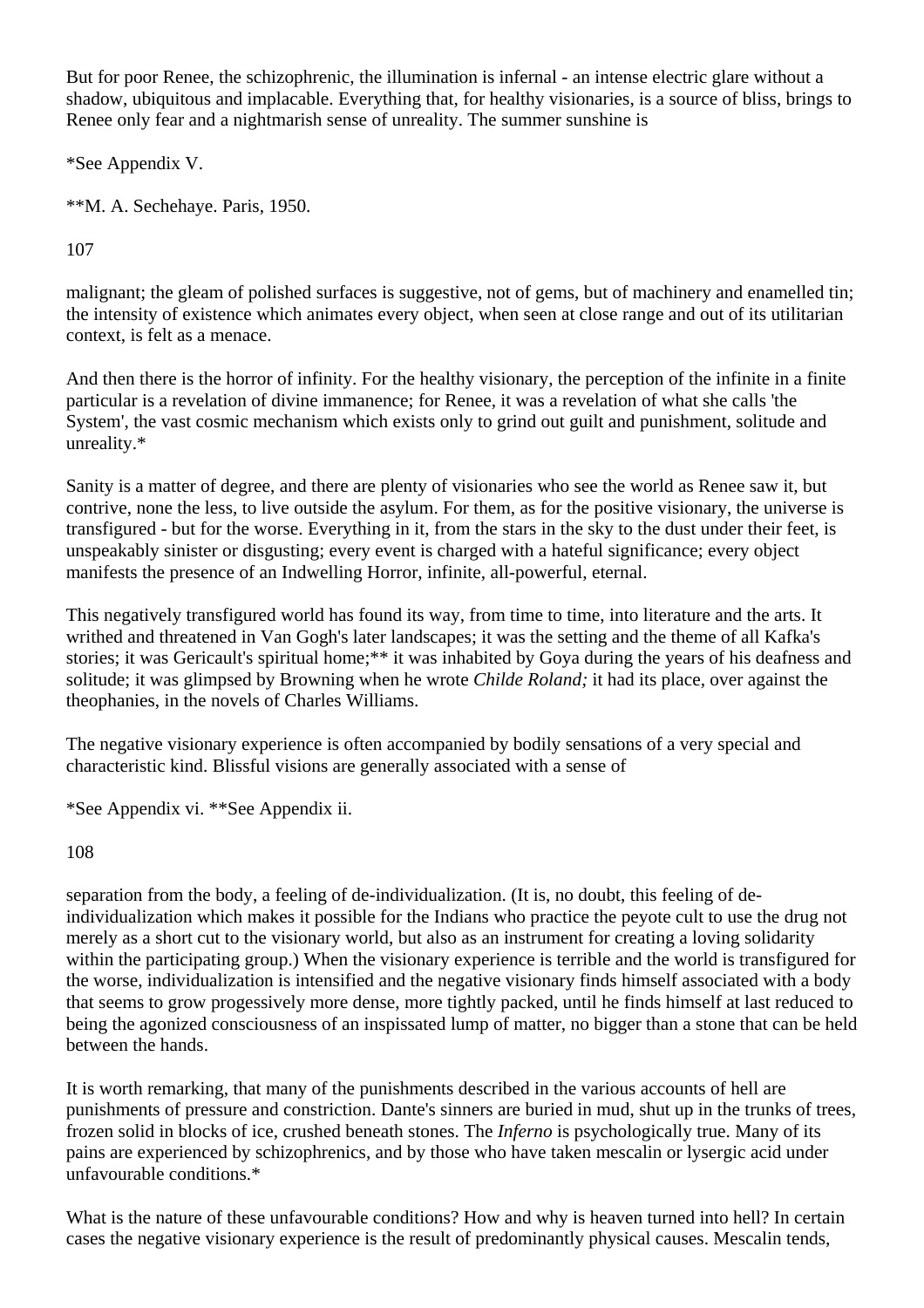But for poor Renee, the schizophrenic, the illumination is infernal - an intense electric glare without a shadow, ubiquitous and implacable. Everything that, for healthy visionaries, is a source of bliss, brings to Renee only fear and a nightmarish sense of unreality. The summer sunshine is

*See Appendix V.

**M. A. Sechehaye. Paris, 1950.

malignant; the gleam of polished surfaces is suggestive, not of gems, but of machinery and enamelled tin; the intensity of existence which animates every object, when seen at close range and out of its utilitarian context, is felt as a menace.

And then there is the horror of infinity. For the healthy visionary, the perception of the infinite in a finite particular is a revelation of divine immanence; for Renee, it was a revelation of what she calls 'the System', the vast cosmic mechanism which exists only to grind out guilt and punishment, solitude and unreality.*

Sanity is a matter of degree, and there are plenty of visionaries who see the world as Renee saw it, but contrive, none the less, to live outside the asylum. For them, as for the positive visionary, the universe is transfigured - but for the worse. Everything in it, from the stars in the sky to the dust under their feet, is unspeakably sinister or disgusting; every event is charged with a hateful significance; every object manifests the presence of an Indwelling Horror, infinite, all-powerful, eternal.

This negatively transfigured world has found its way, from time to time, into literature and the arts. It writhed and threatened in Van Gogh's later landscapes; it was the setting and the theme of all Kafka's stories; it was Gericault's spiritual home;** it was inhabited by Goya during the years of his deafness and solitude; it was glimpsed by Browning when he wrote *Childe Roland;* it had its place, over against the theophanies, in the novels of Charles Williams.

The negative visionary experience is often accompanied by bodily sensations of a very special and characteristic kind. Blissful visions are generally associated with a sense of

*See Appendix vi. **See Appendix ii.

separation from the body, a feeling of de-individualization. (It is, no doubt, this feeling of de-individualization which makes it possible for the Indians who practice the peyote cult to use the drug not merely as a short cut to the visionary world, but also as an instrument for creating a loving solidarity within the participating group.) When the visionary experience is terrible and the world is transfigured for the worse, individualization is intensified and the negative visionary finds himself associated with a body that seems to grow progessively more dense, more tightly packed, until he finds himself at last reduced to being the agonized consciousness of an inspissated lump of matter, no bigger than a stone that can be held between the hands.

It is worth remarking, that many of the punishments described in the various accounts of hell are punishments of pressure and constriction. Dante's sinners are buried in mud, shut up in the trunks of trees, frozen solid in blocks of ice, crushed beneath stones. The *Inferno* is psychologically true. Many of its pains are experienced by schizophrenics, and by those who have taken mescalin or lysergic acid under unfavourable conditions.*

What is the nature of these unfavourable conditions? How and why is heaven turned into hell? In certain cases the negative visionary experience is the result of predominantly physical causes. Mescalin tends,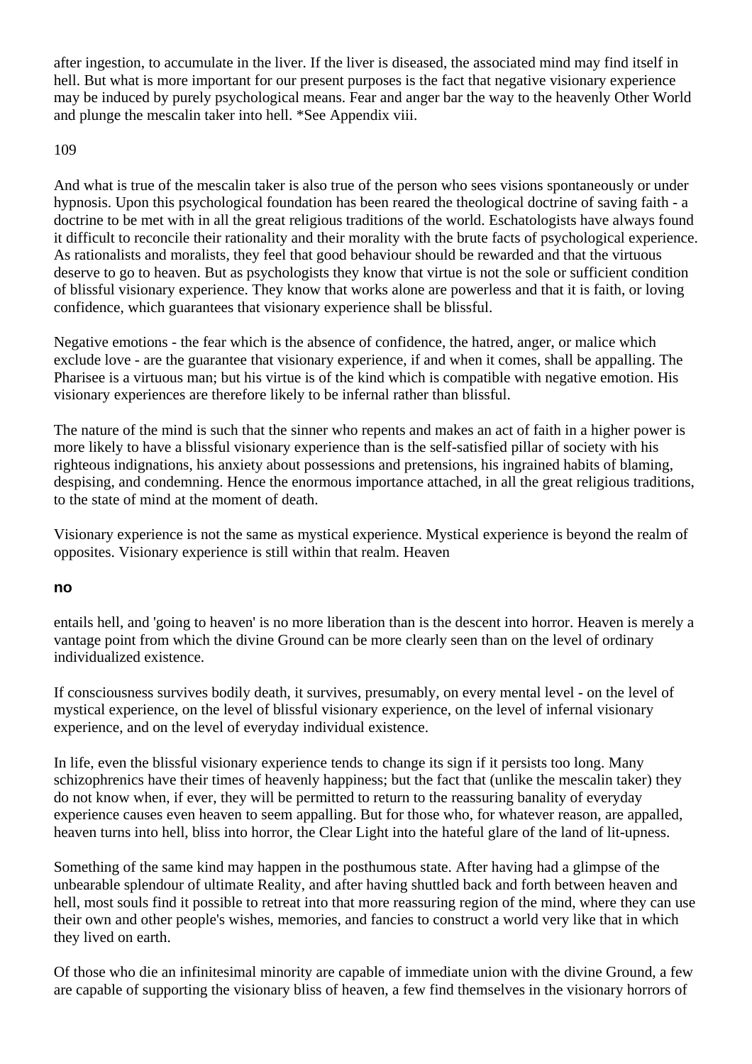after ingestion, to accumulate in the liver. If the liver is diseased, the associated mind may find itself in hell. But what is more important for our present purposes is the fact that negative visionary experience may be induced by purely psychological means. Fear and anger bar the way to the heavenly Other World and plunge the mescalin taker into hell. *See Appendix viii.

And what is true of the mescalin taker is also true of the person who sees visions spontaneously or under hypnosis. Upon this psychological foundation has been reared the theological doctrine of saving faith - a doctrine to be met with in all the great religious traditions of the world. Eschatologists have always found it difficult to reconcile their rationality and their morality with the brute facts of psychological experience. As rationalists and moralists, they feel that good behaviour should be rewarded and that the virtuous deserve to go to heaven. But as psychologists they know that virtue is not the sole or sufficient condition of blissful visionary experience. They know that works alone are powerless and that it is faith, or loving confidence, which guarantees that visionary experience shall be blissful.

Negative emotions - the fear which is the absence of confidence, the hatred, anger, or malice which exclude love - are the guarantee that visionary experience, if and when it comes, shall be appalling. The Pharisee is a virtuous man; but his virtue is of the kind which is compatible with negative emotion. His visionary experiences are therefore likely to be infernal rather than blissful.

The nature of the mind is such that the sinner who repents and makes an act of faith in a higher power is more likely to have a blissful visionary experience than is the self-satisfied pillar of society with his righteous indignations, his anxiety about possessions and pretensions, his ingrained habits of blaming, despising, and condemning. Hence the enormous importance attached, in all the great religious traditions, to the state of mind at the moment of death.

Visionary experience is not the same as mystical experience. Mystical experience is beyond the realm of opposites. Visionary experience is still within that realm. Heaven entails hell, and 'going to heaven' is no more liberation than is the descent into horror. Heaven is merely a vantage point from which the divine Ground can be more clearly seen than on the level of ordinary individualized existence.

If consciousness survives bodily death, it survives, presumably, on every mental level - on the level of mystical experience, on the level of blissful visionary experience, on the level of infernal visionary experience, and on the level of everyday individual existence.

In life, even the blissful visionary experience tends to change its sign if it persists too long. Many schizophrenics have their times of heavenly happiness; but the fact that (unlike the mescalin taker) they do not know when, if ever, they will be permitted to return to the reassuring banality of everyday experience causes even heaven to seem appalling. But for those who, for whatever reason, are appalled, heaven turns into hell, bliss into horror, the Clear Light into the hateful glare of the land of lit-upness.

Something of the same kind may happen in the posthumous state. After having had a glimpse of the unbearable splendour of ultimate Reality, and after having shuttled back and forth between heaven and hell, most souls find it possible to retreat into that more reassuring region of the mind, where they can use their own and other people's wishes, memories, and fancies to construct a world very like that in which they lived on earth.

Of those who die an infinitesimal minority are capable of immediate union with the divine Ground, a few are capable of supporting the visionary bliss of heaven, a few find themselves in the visionary horrors of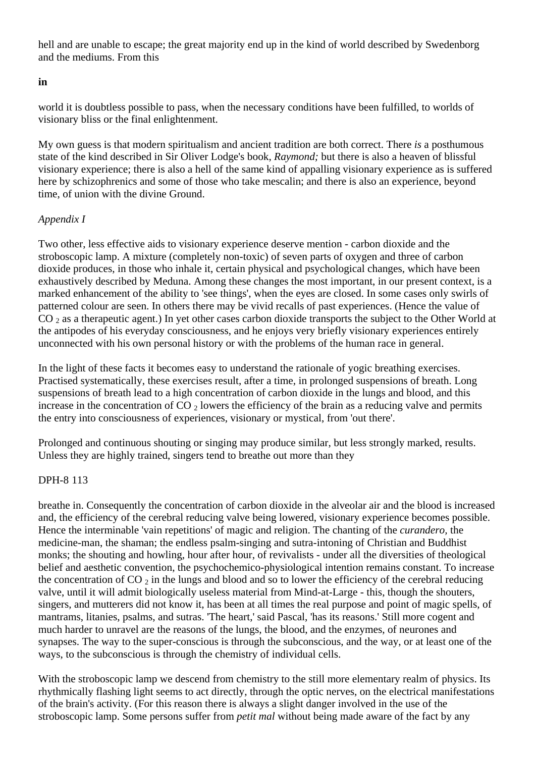hell and are unable to escape; the great majority end up in the kind of world described by Swedenborg and the mediums. From this

**in**

world it is doubtless possible to pass, when the necessary conditions have been fulfilled, to worlds of visionary bliss or the final enlightenment.

My own guess is that modern spiritualism and ancient tradition are both correct. There *is* a posthumous state of the kind described in Sir Oliver Lodge's book, *Raymond;* but there is also a heaven of blissful visionary experience; there is also a hell of the same kind of appalling visionary experience as is suffered here by schizophrenics and some of those who take mescalin; and there is also an experience, beyond time, of union with the divine Ground.

*Appendix I*

Two other, less effective aids to visionary experience deserve mention - carbon dioxide and the stroboscopic lamp. A mixture (completely non-toxic) of seven parts of oxygen and three of carbon dioxide produces, in those who inhale it, certain physical and psychological changes, which have been exhaustively described by Meduna. Among these changes the most important, in our present context, is a marked enhancement of the ability to 'see things', when the eyes are closed. In some cases only swirls of patterned colour are seen. In others there may be vivid recalls of past experiences. (Hence the value of $CO_2$ as a therapeutic agent.) In yet other cases carbon dioxide transports the subject to the Other World at the antipodes of his everyday consciousness, and he enjoys very briefly visionary experiences entirely unconnected with his own personal history or with the problems of the human race in general.

In the light of these facts it becomes easy to understand the rationale of yogic breathing exercises. Practised systematically, these exercises result, after a time, in prolonged suspensions of breath. Long suspensions of breath lead to a high concentration of carbon dioxide in the lungs and blood, and this increase in the concentration of $CO_2$ lowers the efficiency of the brain as a reducing valve and permits the entry into consciousness of experiences, visionary or mystical, from 'out there'.

Prolonged and continuous shouting or singing may produce similar, but less strongly marked, results. Unless they are highly trained, singers tend to breathe out more than they

DPH-8 113

breathe in. Consequently the concentration of carbon dioxide in the alveolar air and the blood is increased and, the efficiency of the cerebral reducing valve being lowered, visionary experience becomes possible. Hence the interminable 'vain repetitions' of magic and religion. The chanting of the *curandero,* the medicine-man, the shaman; the endless psalm-singing and sutra-intoning of Christian and Buddhist monks; the shouting and howling, hour after hour, of revivalists - under all the diversities of theological belief and aesthetic convention, the psychochemico-physiological intention remains constant. To increase the concentration of $CO_2$ in the lungs and blood and so to lower the efficiency of the cerebral reducing valve, until it will admit biologically useless material from Mind-at-Large - this, though the shouters, singers, and mutterers did not know it, has been at all times the real purpose and point of magic spells, of mantrams, litanies, psalms, and sutras. 'The heart,' said Pascal, 'has its reasons.' Still more cogent and much harder to unravel are the reasons of the lungs, the blood, and the enzymes, of neurones and synapses. The way to the super-conscious is through the subconscious, and the way, or at least one of the ways, to the subconscious is through the chemistry of individual cells.

With the stroboscopic lamp we descend from chemistry to the still more elementary realm of physics. Its rhythmically flashing light seems to act directly, through the optic nerves, on the electrical manifestations of the brain's activity. (For this reason there is always a slight danger involved in the use of the stroboscopic lamp. Some persons suffer from *petit mal* without being made aware of the fact by any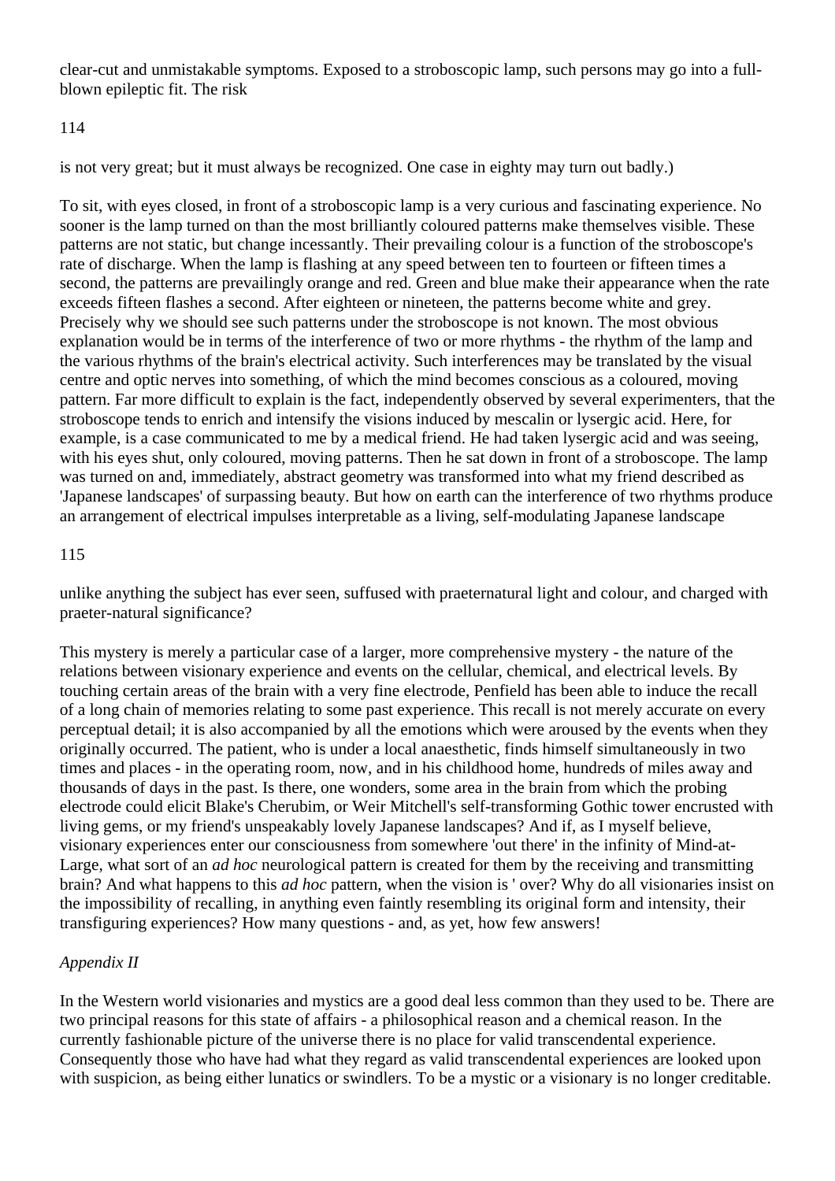clear-cut and unmistakable symptoms. Exposed to a stroboscopic lamp, such persons may go into a full-blown epileptic fit. The risk is not very great; but it must always be recognized. One case in eighty may turn out badly.)

To sit, with eyes closed, in front of a stroboscopic lamp is a very curious and fascinating experience. No sooner is the lamp turned on than the most brilliantly coloured patterns make themselves visible. These patterns are not static, but change incessantly. Their prevailing colour is a function of the stroboscope's rate of discharge. When the lamp is flashing at any speed between ten to fourteen or fifteen times a second, the patterns are prevailingly orange and red. Green and blue make their appearance when the rate exceeds fifteen flashes a second. After eighteen or nineteen, the patterns become white and grey. Precisely why we should see such patterns under the stroboscope is not known. The most obvious explanation would be in terms of the interference of two or more rhythms - the rhythm of the lamp and the various rhythms of the brain's electrical activity. Such interferences may be translated by the visual centre and optic nerves into something, of which the mind becomes conscious as a coloured, moving pattern. Far more difficult to explain is the fact, independently observed by several experimenters, that the stroboscope tends to enrich and intensify the visions induced by mescalin or lysergic acid. Here, for example, is a case communicated to me by a medical friend. He had taken lysergic acid and was seeing, with his eyes shut, only coloured, moving patterns. Then he sat down in front of a stroboscope. The lamp was turned on and, immediately, abstract geometry was transformed into what my friend described as 'Japanese landscapes' of surpassing beauty. But how on earth can the interference of two rhythms produce an arrangement of electrical impulses interpretable as a living, self-modulating Japanese landscape unlike anything the subject has ever seen, suffused with praeternatural light and colour, and charged with praeter-natural significance?

This mystery is merely a particular case of a larger, more comprehensive mystery - the nature of the relations between visionary experience and events on the cellular, chemical, and electrical levels. By touching certain areas of the brain with a very fine electrode, Penfield has been able to induce the recall of a long chain of memories relating to some past experience. This recall is not merely accurate on every perceptual detail; it is also accompanied by all the emotions which were aroused by the events when they originally occurred. The patient, who is under a local anaesthetic, finds himself simultaneously in two times and places - in the operating room, now, and in his childhood home, hundreds of miles away and thousands of days in the past. Is there, one wonders, some area in the brain from which the probing electrode could elicit Blake's Cherubim, or Weir Mitchell's self-transforming Gothic tower encrusted with living gems, or my friend's unspeakably lovely Japanese landscapes? And if, as I myself believe, visionary experiences enter our consciousness from somewhere 'out there' in the infinity of Mind-at-Large, what sort of an *ad hoc* neurological pattern is created for them by the receiving and transmitting brain? And what happens to this *ad hoc* pattern, when the vision is ' over? Why do all visionaries insist on the impossibility of recalling, in anything even faintly resembling its original form and intensity, their transfiguring experiences? How many questions - and, as yet, how few answers!

## *Appendix II*

In the Western world visionaries and mystics are a good deal less common than they used to be. There are two principal reasons for this state of affairs - a philosophical reason and a chemical reason. In the currently fashionable picture of the universe there is no place for valid transcendental experience. Consequently those who have had what they regard as valid transcendental experiences are looked upon with suspicion, as being either lunatics or swindlers. To be a mystic or a visionary is no longer creditable.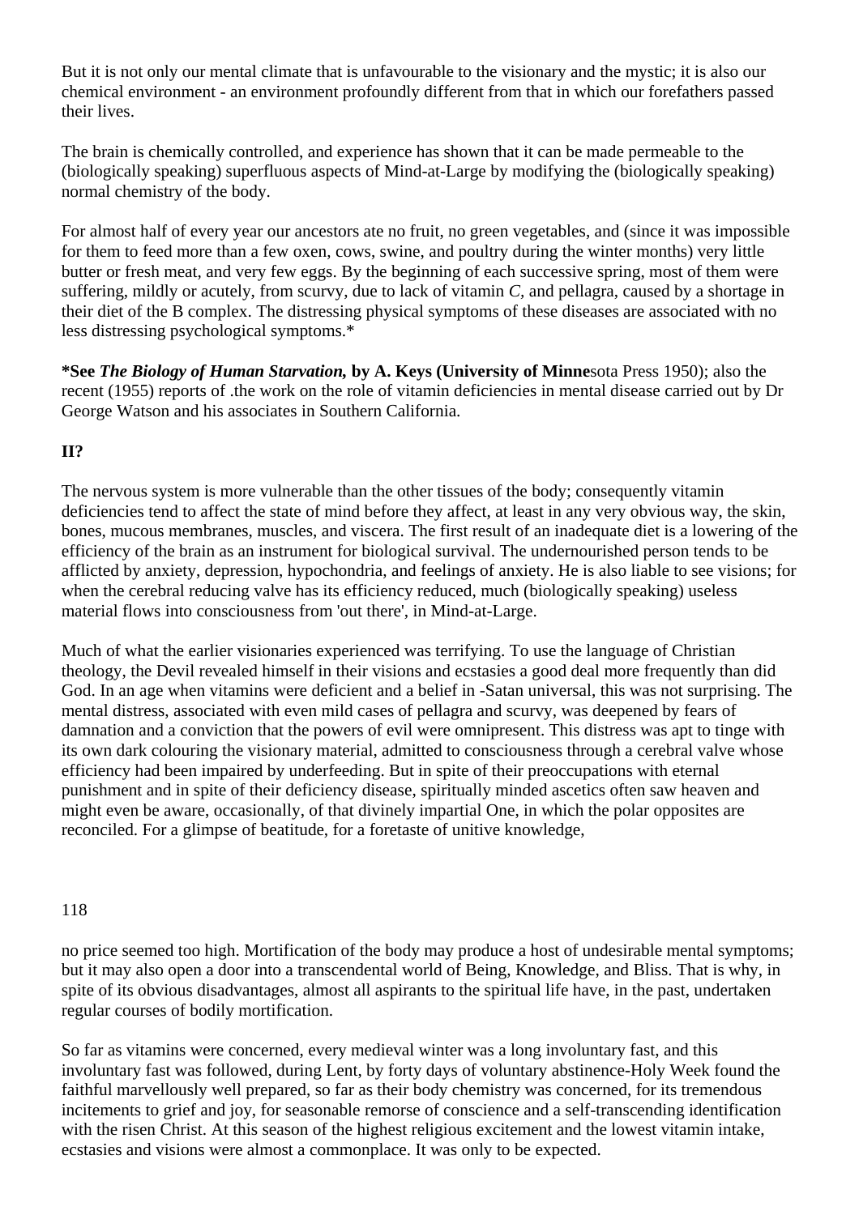But it is not only our mental climate that is unfavourable to the visionary and the mystic; it is also our chemical environment - an environment profoundly different from that in which our forefathers passed their lives.

The brain is chemically controlled, and experience has shown that it can be made permeable to the (biologically speaking) superfluous aspects of Mind-at-Large by modifying the (biologically speaking) normal chemistry of the body.

For almost half of every year our ancestors ate no fruit, no green vegetables, and (since it was impossible for them to feed more than a few oxen, cows, swine, and poultry during the winter months) very little butter or fresh meat, and very few eggs. By the beginning of each successive spring, most of them were suffering, mildly or acutely, from scurvy, due to lack of vitamin *C*, and pellagra, caused by a shortage in their diet of the B complex. The distressing physical symptoms of these diseases are associated with no less distressing psychological symptoms.*

**\*See *The Biology of Human Starvation,* by A. Keys (University of Minne**sota Press 1950); also the recent (1955) reports of .the work on the role of vitamin deficiencies in mental disease carried out by Dr George Watson and his associates in Southern California.

**II?**

The nervous system is more vulnerable than the other tissues of the body; consequently vitamin deficiencies tend to affect the state of mind before they affect, at least in any very obvious way, the skin, bones, mucous membranes, muscles, and viscera. The first result of an inadequate diet is a lowering of the efficiency of the brain as an instrument for biological survival. The undernourished person tends to be afflicted by anxiety, depression, hypochondria, and feelings of anxiety. He is also liable to see visions; for when the cerebral reducing valve has its efficiency reduced, much (biologically speaking) useless material flows into consciousness from 'out there', in Mind-at-Large.

Much of what the earlier visionaries experienced was terrifying. To use the language of Christian theology, the Devil revealed himself in their visions and ecstasies a good deal more frequently than did God. In an age when vitamins were deficient and a belief in -Satan universal, this was not surprising. The mental distress, associated with even mild cases of pellagra and scurvy, was deepened by fears of damnation and a conviction that the powers of evil were omnipresent. This distress was apt to tinge with its own dark colouring the visionary material, admitted to consciousness through a cerebral valve whose efficiency had been impaired by underfeeding. But in spite of their preoccupations with eternal punishment and in spite of their deficiency disease, spiritually minded ascetics often saw heaven and might even be aware, occasionally, of that divinely impartial One, in which the polar opposites are reconciled. For a glimpse of beatitude, for a foretaste of unitive knowledge,

no price seemed too high. Mortification of the body may produce a host of undesirable mental symptoms; but it may also open a door into a transcendental world of Being, Knowledge, and Bliss. That is why, in spite of its obvious disadvantages, almost all aspirants to the spiritual life have, in the past, undertaken regular courses of bodily mortification.

So far as vitamins were concerned, every medieval winter was a long involuntary fast, and this involuntary fast was followed, during Lent, by forty days of voluntary abstinence-Holy Week found the faithful marvellously well prepared, so far as their body chemistry was concerned, for its tremendous incitements to grief and joy, for seasonable remorse of conscience and a self-transcending identification with the risen Christ. At this season of the highest religious excitement and the lowest vitamin intake, ecstasies and visions were almost a commonplace. It was only to be expected.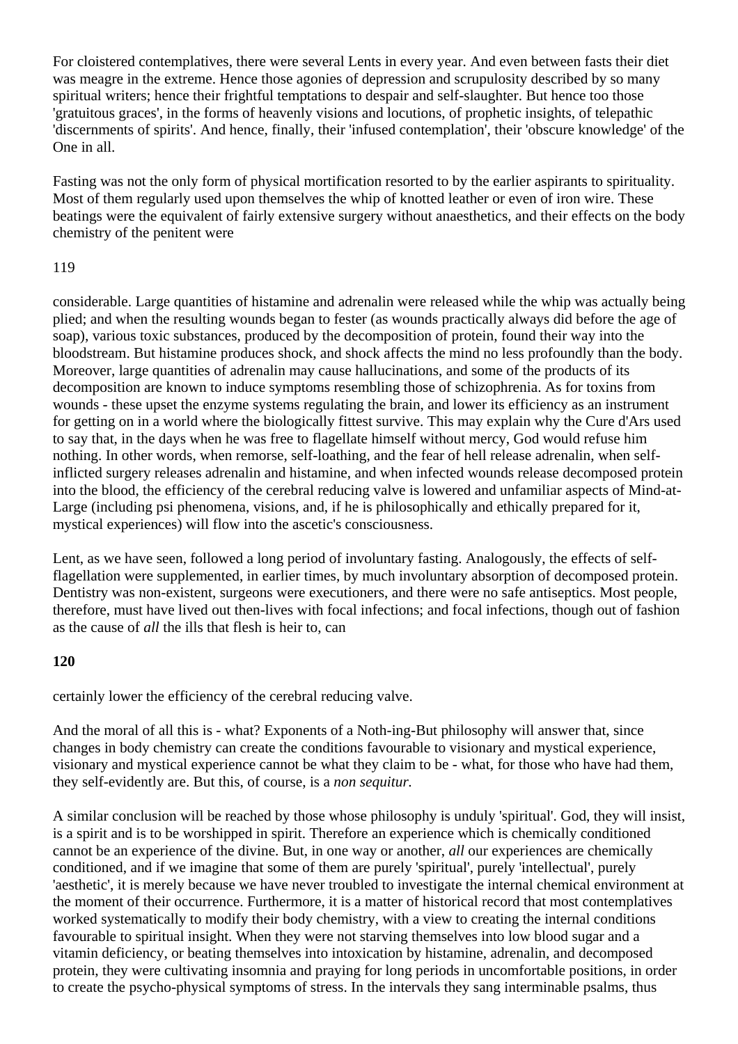For cloistered contemplatives, there were several Lents in every year. And even between fasts their diet was meagre in the extreme. Hence those agonies of depression and scrupulosity described by so many spiritual writers; hence their frightful temptations to despair and self-slaughter. But hence too those 'gratuitous graces', in the forms of heavenly visions and locutions, of prophetic insights, of telepathic 'discernments of spirits'. And hence, finally, their 'infused contemplation', their 'obscure knowledge' of the One in all.

Fasting was not the only form of physical mortification resorted to by the earlier aspirants to spirituality. Most of them regularly used upon themselves the whip of knotted leather or even of iron wire. These beatings were the equivalent of fairly extensive surgery without anaesthetics, and their effects on the body chemistry of the penitent were considerable. Large quantities of histamine and adrenalin were released while the whip was actually being plied; and when the resulting wounds began to fester (as wounds practically always did before the age of soap), various toxic substances, produced by the decomposition of protein, found their way into the bloodstream. But histamine produces shock, and shock affects the mind no less profoundly than the body. Moreover, large quantities of adrenalin may cause hallucinations, and some of the products of its decomposition are known to induce symptoms resembling those of schizophrenia. As for toxins from wounds - these upset the enzyme systems regulating the brain, and lower its efficiency as an instrument for getting on in a world where the biologically fittest survive. This may explain why the Cure d'Ars used to say that, in the days when he was free to flagellate himself without mercy, God would refuse him nothing. In other words, when remorse, self-loathing, and the fear of hell release adrenalin, when self-inflicted surgery releases adrenalin and histamine, and when infected wounds release decomposed protein into the blood, the efficiency of the cerebral reducing valve is lowered and unfamiliar aspects of Mind-at-Large (including psi phenomena, visions, and, if he is philosophically and ethically prepared for it, mystical experiences) will flow into the ascetic's consciousness.

Lent, as we have seen, followed a long period of involuntary fasting. Analogously, the effects of self-flagellation were supplemented, in earlier times, by much involuntary absorption of decomposed protein. Dentistry was non-existent, surgeons were executioners, and there were no safe antiseptics. Most people, therefore, must have lived out then-lives with focal infections; and focal infections, though out of fashion as the cause of *all* the ills that flesh is heir to, can certainly lower the efficiency of the cerebral reducing valve.

And the moral of all this is - what? Exponents of a Noth-ing-But philosophy will answer that, since changes in body chemistry can create the conditions favourable to visionary and mystical experience, visionary and mystical experience cannot be what they claim to be - what, for those who have had them, they self-evidently are. But this, of course, is a *non sequitur.*

A similar conclusion will be reached by those whose philosophy is unduly 'spiritual'. God, they will insist, is a spirit and is to be worshipped in spirit. Therefore an experience which is chemically conditioned cannot be an experience of the divine. But, in one way or another, *all* our experiences are chemically conditioned, and if we imagine that some of them are purely 'spiritual', purely 'intellectual', purely 'aesthetic', it is merely because we have never troubled to investigate the internal chemical environment at the moment of their occurrence. Furthermore, it is a matter of historical record that most contemplatives worked systematically to modify their body chemistry, with a view to creating the internal conditions favourable to spiritual insight. When they were not starving themselves into low blood sugar and a vitamin deficiency, or beating themselves into intoxication by histamine, adrenalin, and decomposed protein, they were cultivating insomnia and praying for long periods in uncomfortable positions, in order to create the psycho-physical symptoms of stress. In the intervals they sang interminable psalms, thus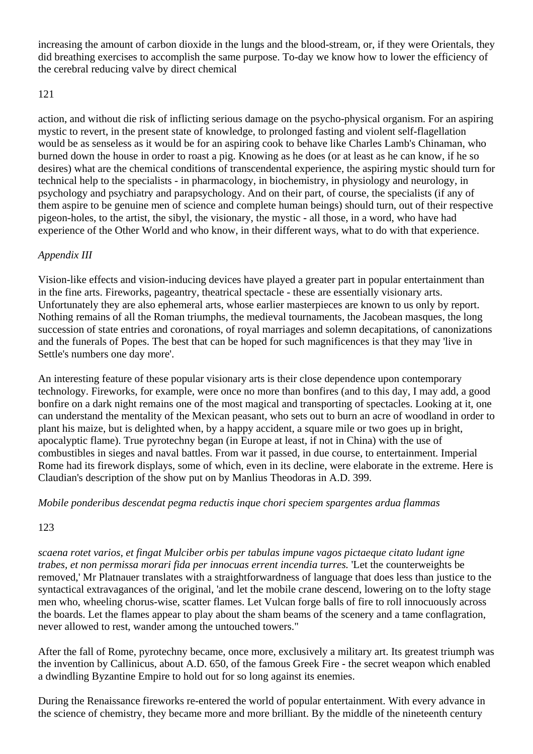increasing the amount of carbon dioxide in the lungs and the blood-stream, or, if they were Orientals, they did breathing exercises to accomplish the same purpose. To-day we know how to lower the efficiency of the cerebral reducing valve by direct chemical

action, and without die risk of inflicting serious damage on the psycho-physical organism. For an aspiring mystic to revert, in the present state of knowledge, to prolonged fasting and violent self-flagellation would be as senseless as it would be for an aspiring cook to behave like Charles Lamb's Chinaman, who burned down the house in order to roast a pig. Knowing as he does (or at least as he can know, if he so desires) what are the chemical conditions of transcendental experience, the aspiring mystic should turn for technical help to the specialists - in pharmacology, in biochemistry, in physiology and neurology, in psychology and psychiatry and parapsychology. And on their part, of course, the specialists (if any of them aspire to be genuine men of science and complete human beings) should turn, out of their respective pigeon-holes, to the artist, the sibyl, the visionary, the mystic - all those, in a word, who have had experience of the Other World and who know, in their different ways, what to do with that experience.

*Appendix III*

Vision-like effects and vision-inducing devices have played a greater part in popular entertainment than in the fine arts. Fireworks, pageantry, theatrical spectacle - these are essentially visionary arts. Unfortunately they are also ephemeral arts, whose earlier masterpieces are known to us only by report. Nothing remains of all the Roman triumphs, the medieval tournaments, the Jacobean masques, the long succession of state entries and coronations, of royal marriages and solemn decapitations, of canonizations and the funerals of Popes. The best that can be hoped for such magnificences is that they may 'live in Settle's numbers one day more'.

An interesting feature of these popular visionary arts is their close dependence upon contemporary technology. Fireworks, for example, were once no more than bonfires (and to this day, I may add, a good bonfire on a dark night remains one of the most magical and transporting of spectacles. Looking at it, one can understand the mentality of the Mexican peasant, who sets out to burn an acre of woodland in order to plant his maize, but is delighted when, by a happy accident, a square mile or two goes up in bright, apocalyptic flame). True pyrotechny began (in Europe at least, if not in China) with the use of combustibles in sieges and naval battles. From war it passed, in due course, to entertainment. Imperial Rome had its firework displays, some of which, even in its decline, were elaborate in the extreme. Here is Claudian's description of the show put on by Manlius Theodoras in A.D. 399.

*Mobile ponderibus descendat pegma reductis inque chori speciem spargentes ardua flammas*

*scaena rotet varios, et fingat Mulciber orbis per tabulas impune vagos pictaeque citato ludant igne trabes, et non permissa morari fida per innocuas errent incendia turres.* 'Let the counterweights be removed,' Mr Platnauer translates with a straightforwardness of language that does less than justice to the syntactical extravagances of the original, 'and let the mobile crane descend, lowering on to the lofty stage men who, wheeling chorus-wise, scatter flames. Let Vulcan forge balls of fire to roll innocuously across the boards. Let the flames appear to play about the sham beams of the scenery and a tame conflagration, never allowed to rest, wander among the untouched towers."

After the fall of Rome, pyrotechny became, once more, exclusively a military art. Its greatest triumph was the invention by Callinicus, about A.D. 650, of the famous Greek Fire - the secret weapon which enabled a dwindling Byzantine Empire to hold out for so long against its enemies.

During the Renaissance fireworks re-entered the world of popular entertainment. With every advance in the science of chemistry, they became more and more brilliant. By the middle of the nineteenth century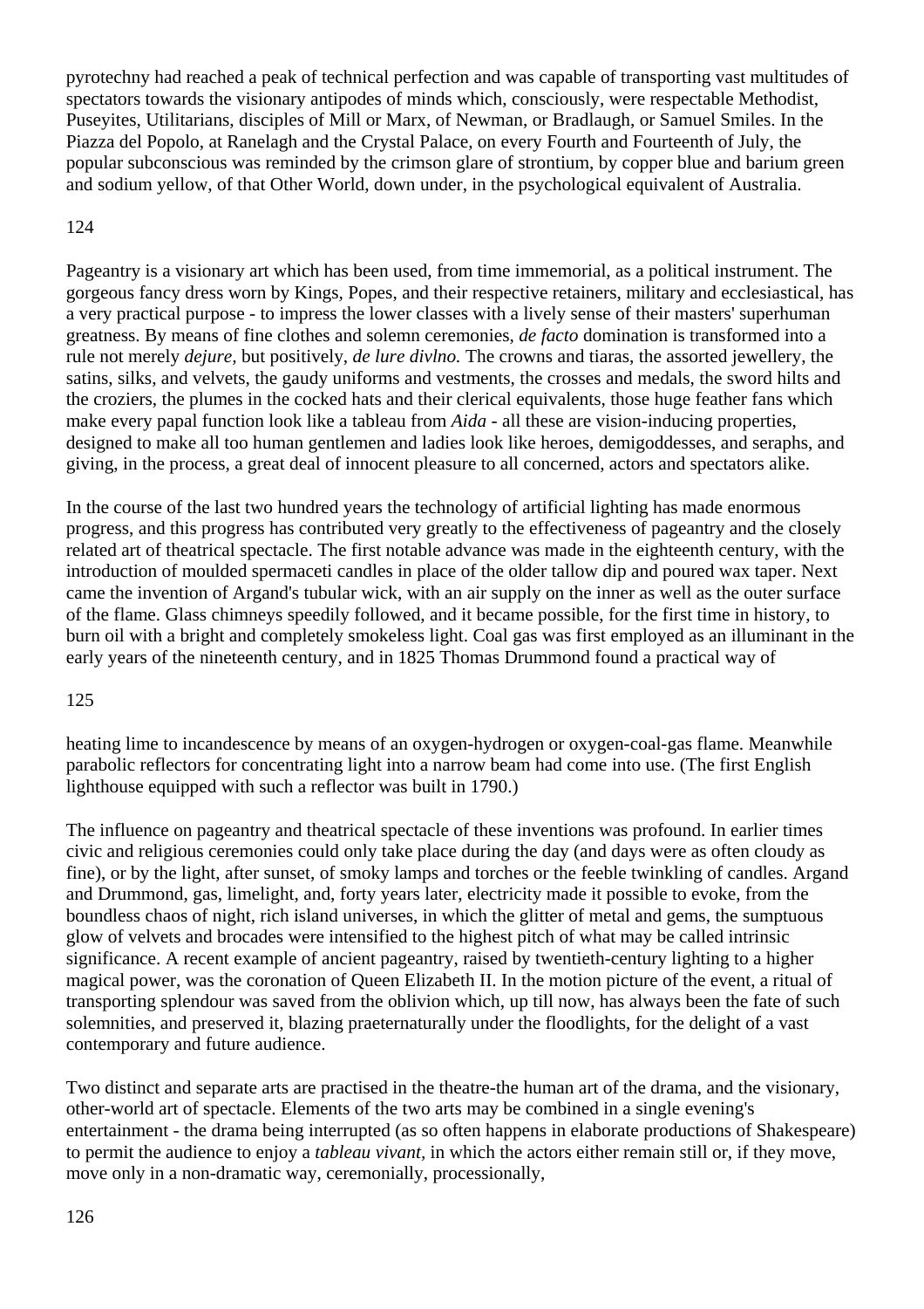pyrotechny had reached a peak of technical perfection and was capable of transporting vast multitudes of spectators towards the visionary antipodes of minds which, consciously, were respectable Methodist, Puseyites, Utilitarians, disciples of Mill or Marx, of Newman, or Bradlaugh, or Samuel Smiles. In the Piazza del Popolo, at Ranelagh and the Crystal Palace, on every Fourth and Fourteenth of July, the popular subconscious was reminded by the crimson glare of strontium, by copper blue and barium green and sodium yellow, of that Other World, down under, in the psychological equivalent of Australia.

Pageantry is a visionary art which has been used, from time immemorial, as a political instrument. The gorgeous fancy dress worn by Kings, Popes, and their respective retainers, military and ecclesiastical, has a very practical purpose - to impress the lower classes with a lively sense of their masters' superhuman greatness. By means of fine clothes and solemn ceremonies, *de facto* domination is transformed into a rule not merely *dejure*, but positively, *de lure divlno.* The crowns and tiaras, the assorted jewellery, the satins, silks, and velvets, the gaudy uniforms and vestments, the crosses and medals, the sword hilts and the croziers, the plumes in the cocked hats and their clerical equivalents, those huge feather fans which make every papal function look like a tableau from *Aida* - all these are vision-inducing properties, designed to make all too human gentlemen and ladies look like heroes, demigoddesses, and seraphs, and giving, in the process, a great deal of innocent pleasure to all concerned, actors and spectators alike.

In the course of the last two hundred years the technology of artificial lighting has made enormous progress, and this progress has contributed very greatly to the effectiveness of pageantry and the closely related art of theatrical spectacle. The first notable advance was made in the eighteenth century, with the introduction of moulded spermaceti candles in place of the older tallow dip and poured wax taper. Next came the invention of Argand's tubular wick, with an air supply on the inner as well as the outer surface of the flame. Glass chimneys speedily followed, and it became possible, for the first time in history, to burn oil with a bright and completely smokeless light. Coal gas was first employed as an illuminant in the early years of the nineteenth century, and in 1825 Thomas Drummond found a practical way of heating lime to incandescence by means of an oxygen-hydrogen or oxygen-coal-gas flame. Meanwhile parabolic reflectors for concentrating light into a narrow beam had come into use. (The first English lighthouse equipped with such a reflector was built in 1790.)

The influence on pageantry and theatrical spectacle of these inventions was profound. In earlier times civic and religious ceremonies could only take place during the day (and days were as often cloudy as fine), or by the light, after sunset, of smoky lamps and torches or the feeble twinkling of candles. Argand and Drummond, gas, limelight, and, forty years later, electricity made it possible to evoke, from the boundless chaos of night, rich island universes, in which the glitter of metal and gems, the sumptuous glow of velvets and brocades were intensified to the highest pitch of what may be called intrinsic significance. A recent example of ancient pageantry, raised by twentieth-century lighting to a higher magical power, was the coronation of Queen Elizabeth II. In the motion picture of the event, a ritual of transporting splendour was saved from the oblivion which, up till now, has always been the fate of such solemnities, and preserved it, blazing praeternaturally under the floodlights, for the delight of a vast contemporary and future audience.

Two distinct and separate arts are practised in the theatre-the human art of the drama, and the visionary, other-world art of spectacle. Elements of the two arts may be combined in a single evening's entertainment - the drama being interrupted (as so often happens in elaborate productions of Shakespeare) to permit the audience to enjoy a *tableau vivant,* in which the actors either remain still or, if they move, move only in a non-dramatic way, ceremonially, processionally,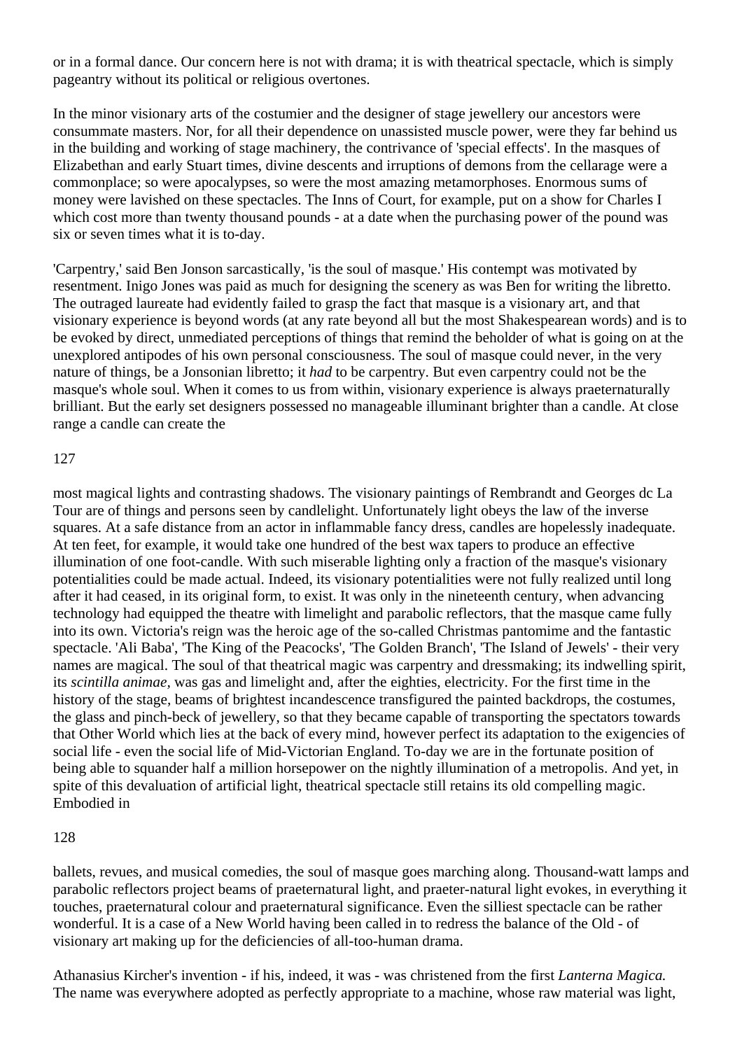or in a formal dance. Our concern here is not with drama; it is with theatrical spectacle, which is simply pageantry without its political or religious overtones.

In the minor visionary arts of the costumier and the designer of stage jewellery our ancestors were consummate masters. Nor, for all their dependence on unassisted muscle power, were they far behind us in the building and working of stage machinery, the contrivance of 'special effects'. In the masques of Elizabethan and early Stuart times, divine descents and irruptions of demons from the cellarage were a commonplace; so were apocalypses, so were the most amazing metamorphoses. Enormous sums of money were lavished on these spectacles. The Inns of Court, for example, put on a show for Charles I which cost more than twenty thousand pounds - at a date when the purchasing power of the pound was six or seven times what it is to-day.

'Carpentry,' said Ben Jonson sarcastically, 'is the soul of masque.' His contempt was motivated by resentment. Inigo Jones was paid as much for designing the scenery as was Ben for writing the libretto. The outraged laureate had evidently failed to grasp the fact that masque is a visionary art, and that visionary experience is beyond words (at any rate beyond all but the most Shakespearean words) and is to be evoked by direct, unmediated perceptions of things that remind the beholder of what is going on at the unexplored antipodes of his own personal consciousness. The soul of masque could never, in the very nature of things, be a Jonsonian libretto; it *had* to be carpentry. But even carpentry could not be the masque's whole soul. When it comes to us from within, visionary experience is always praeternaturally brilliant. But the early set designers possessed no manageable illuminant brighter than a candle. At close range a candle can create the most magical lights and contrasting shadows. The visionary paintings of Rembrandt and Georges dc La Tour are of things and persons seen by candlelight. Unfortunately light obeys the law of the inverse squares. At a safe distance from an actor in inflammable fancy dress, candles are hopelessly inadequate. At ten feet, for example, it would take one hundred of the best wax tapers to produce an effective illumination of one foot-candle. With such miserable lighting only a fraction of the masque's visionary potentialities could be made actual. Indeed, its visionary potentialities were not fully realized until long after it had ceased, in its original form, to exist. It was only in the nineteenth century, when advancing technology had equipped the theatre with limelight and parabolic reflectors, that the masque came fully into its own. Victoria's reign was the heroic age of the so-called Christmas pantomime and the fantastic spectacle. 'Ali Baba', 'The King of the Peacocks', 'The Golden Branch', 'The Island of Jewels' - their very names are magical. The soul of that theatrical magic was carpentry and dressmaking; its indwelling spirit, its *scintilla animae*, was gas and limelight and, after the eighties, electricity. For the first time in the history of the stage, beams of brightest incandescence transfigured the painted backdrops, the costumes, the glass and pinch-beck of jewellery, so that they became capable of transporting the spectators towards that Other World which lies at the back of every mind, however perfect its adaptation to the exigencies of social life - even the social life of Mid-Victorian England. To-day we are in the fortunate position of being able to squander half a million horsepower on the nightly illumination of a metropolis. And yet, in spite of this devaluation of artificial light, theatrical spectacle still retains its old compelling magic. Embodied in ballets, revues, and musical comedies, the soul of masque goes marching along. Thousand-watt lamps and parabolic reflectors project beams of praeternatural light, and praeter-natural light evokes, in everything it touches, praeternatural colour and praeternatural significance. Even the silliest spectacle can be rather wonderful. It is a case of a New World having been called in to redress the balance of the Old - of visionary art making up for the deficiencies of all-too-human drama.

Athanasius Kircher's invention - if his, indeed, it was - was christened from the first *Lanterna Magica.* The name was everywhere adopted as perfectly appropriate to a machine, whose raw material was light,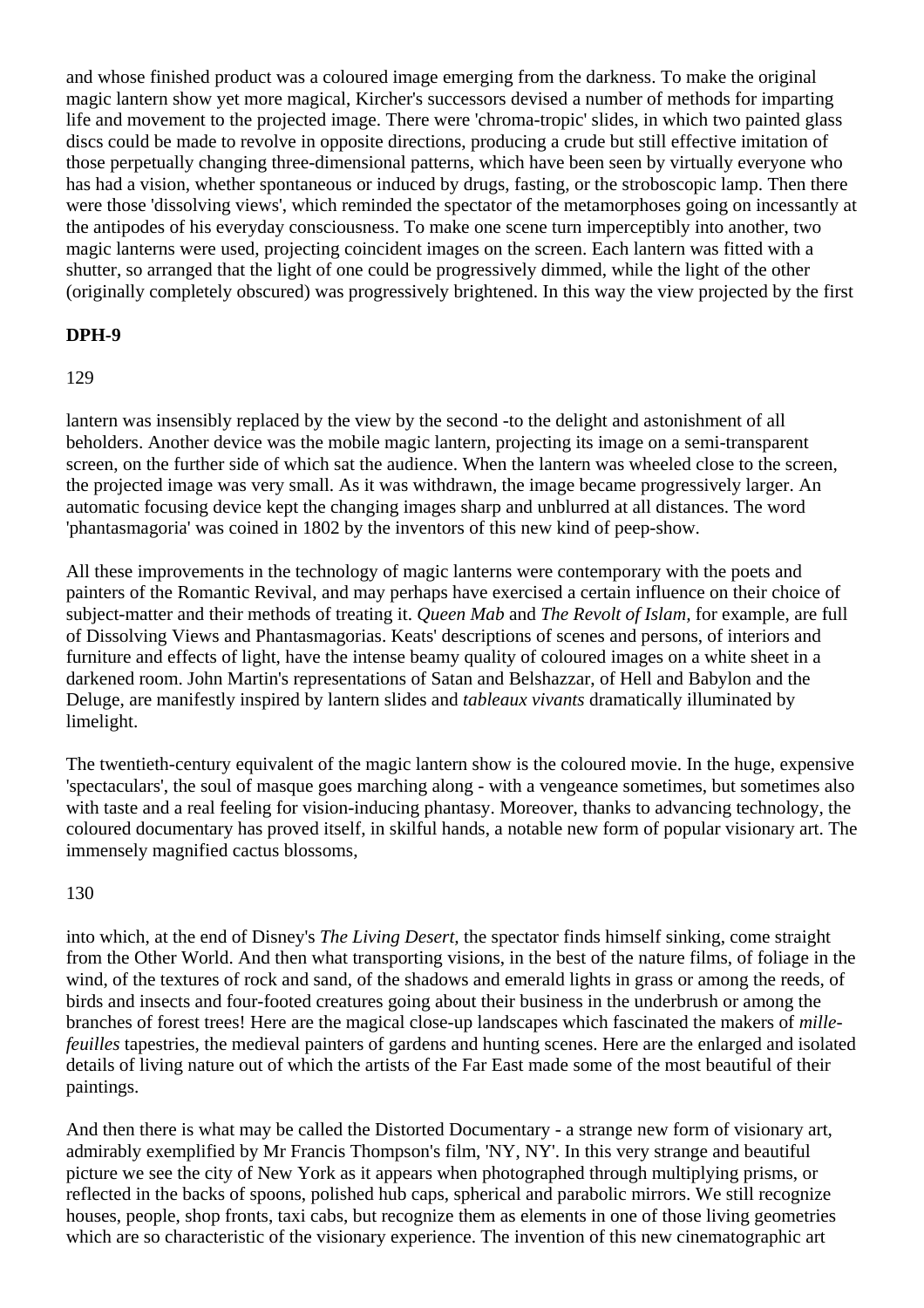and whose finished product was a coloured image emerging from the darkness. To make the original magic lantern show yet more magical, Kircher's successors devised a number of methods for imparting life and movement to the projected image. There were 'chroma-tropic' slides, in which two painted glass discs could be made to revolve in opposite directions, producing a crude but still effective imitation of those perpetually changing three-dimensional patterns, which have been seen by virtually everyone who has had a vision, whether spontaneous or induced by drugs, fasting, or the stroboscopic lamp. Then there were those 'dissolving views', which reminded the spectator of the metamorphoses going on incessantly at the antipodes of his everyday consciousness. To make one scene turn imperceptibly into another, two magic lanterns were used, projecting coincident images on the screen. Each lantern was fitted with a shutter, so arranged that the light of one could be progressively dimmed, while the light of the other (originally completely obscured) was progressively brightened. In this way the view projected by the first

**DPH-9**

lantern was insensibly replaced by the view by the second -to the delight and astonishment of all beholders. Another device was the mobile magic lantern, projecting its image on a semi-transparent screen, on the further side of which sat the audience. When the lantern was wheeled close to the screen, the projected image was very small. As it was withdrawn, the image became progressively larger. An automatic focusing device kept the changing images sharp and unblurred at all distances. The word 'phantasmagoria' was coined in 1802 by the inventors of this new kind of peep-show.

All these improvements in the technology of magic lanterns were contemporary with the poets and painters of the Romantic Revival, and may perhaps have exercised a certain influence on their choice of subject-matter and their methods of treating it. *Queen Mab* and *The Revolt of Islam*, for example, are full of Dissolving Views and Phantasmagorias. Keats' descriptions of scenes and persons, of interiors and furniture and effects of light, have the intense beamy quality of coloured images on a white sheet in a darkened room. John Martin's representations of Satan and Belshazzar, of Hell and Babylon and the Deluge, are manifestly inspired by lantern slides and *tableaux vivants* dramatically illuminated by limelight.

The twentieth-century equivalent of the magic lantern show is the coloured movie. In the huge, expensive 'spectaculars', the soul of masque goes marching along - with a vengeance sometimes, but sometimes also with taste and a real feeling for vision-inducing phantasy. Moreover, thanks to advancing technology, the coloured documentary has proved itself, in skilful hands, a notable new form of popular visionary art. The immensely magnified cactus blossoms,

into which, at the end of Disney's *The Living Desert*, the spectator finds himself sinking, come straight from the Other World. And then what transporting visions, in the best of the nature films, of foliage in the wind, of the textures of rock and sand, of the shadows and emerald lights in grass or among the reeds, of birds and insects and four-footed creatures going about their business in the underbrush or among the branches of forest trees! Here are the magical close-up landscapes which fascinated the makers of *mille-feuilles* tapestries, the medieval painters of gardens and hunting scenes. Here are the enlarged and isolated details of living nature out of which the artists of the Far East made some of the most beautiful of their paintings.

And then there is what may be called the Distorted Documentary - a strange new form of visionary art, admirably exemplified by Mr Francis Thompson's film, 'NY, NY'. In this very strange and beautiful picture we see the city of New York as it appears when photographed through multiplying prisms, or reflected in the backs of spoons, polished hub caps, spherical and parabolic mirrors. We still recognize houses, people, shop fronts, taxi cabs, but recognize them as elements in one of those living geometries which are so characteristic of the visionary experience. The invention of this new cinematographic art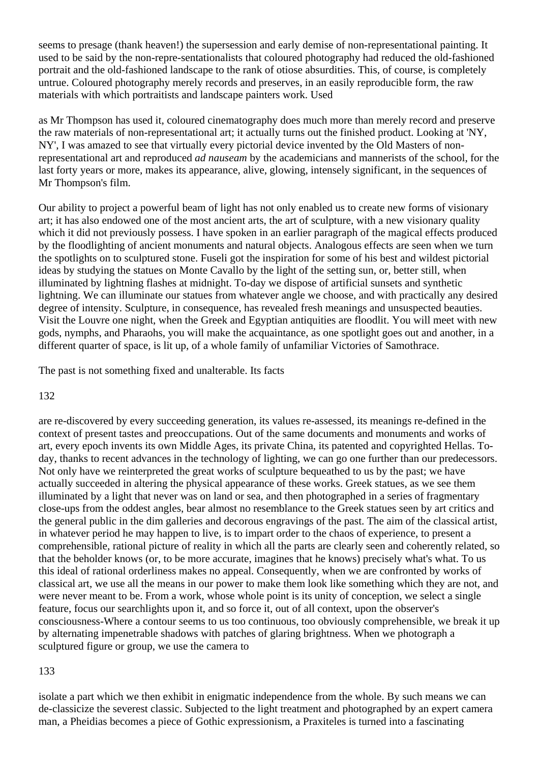seems to presage (thank heaven!) the supersession and early demise of non-representational painting. It used to be said by the non-repre-sentationalists that coloured photography had reduced the old-fashioned portrait and the old-fashioned landscape to the rank of otiose absurdities. This, of course, is completely untrue. Coloured photography merely records and preserves, in an easily reproducible form, the raw materials with which portraitists and landscape painters work. Used as Mr Thompson has used it, coloured cinematography does much more than merely record and preserve the raw materials of non-representational art; it actually turns out the finished product. Looking at 'NY, NY', I was amazed to see that virtually every pictorial device invented by the Old Masters of non-representational art and reproduced *ad nauseam* by the academicians and mannerists of the school, for the last forty years or more, makes its appearance, alive, glowing, intensely significant, in the sequences of Mr Thompson's film.

Our ability to project a powerful beam of light has not only enabled us to create new forms of visionary art; it has also endowed one of the most ancient arts, the art of sculpture, with a new visionary quality which it did not previously possess. I have spoken in an earlier paragraph of the magical effects produced by the floodlighting of ancient monuments and natural objects. Analogous effects are seen when we turn the spotlights on to sculptured stone. Fuseli got the inspiration for some of his best and wildest pictorial ideas by studying the statues on Monte Cavallo by the light of the setting sun, or, better still, when illuminated by lightning flashes at midnight. To-day we dispose of artificial sunsets and synthetic lightning. We can illuminate our statues from whatever angle we choose, and with practically any desired degree of intensity. Sculpture, in consequence, has revealed fresh meanings and unsuspected beauties. Visit the Louvre one night, when the Greek and Egyptian antiquities are floodlit. You will meet with new gods, nymphs, and Pharaohs, you will make the acquaintance, as one spotlight goes out and another, in a different quarter of space, is lit up, of a whole family of unfamiliar Victories of Samothrace.

The past is not something fixed and unalterable. Its facts are re-discovered by every succeeding generation, its values re-assessed, its meanings re-defined in the context of present tastes and preoccupations. Out of the same documents and monuments and works of art, every epoch invents its own Middle Ages, its private China, its patented and copyrighted Hellas. To-day, thanks to recent advances in the technology of lighting, we can go one further than our predecessors. Not only have we reinterpreted the great works of sculpture bequeathed to us by the past; we have actually succeeded in altering the physical appearance of these works. Greek statues, as we see them illuminated by a light that never was on land or sea, and then photographed in a series of fragmentary close-ups from the oddest angles, bear almost no resemblance to the Greek statues seen by art critics and the general public in the dim galleries and decorous engravings of the past. The aim of the classical artist, in whatever period he may happen to live, is to impart order to the chaos of experience, to present a comprehensible, rational picture of reality in which all the parts are clearly seen and coherently related, so that the beholder knows (or, to be more accurate, imagines that he knows) precisely what's what. To us this ideal of rational orderliness makes no appeal. Consequently, when we are confronted by works of classical art, we use all the means in our power to make them look like something which they are not, and were never meant to be. From a work, whose whole point is its unity of conception, we select a single feature, focus our searchlights upon it, and so force it, out of all context, upon the observer's consciousness-Where a contour seems to us too continuous, too obviously comprehensible, we break it up by alternating impenetrable shadows with patches of glaring brightness. When we photograph a sculptured figure or group, we use the camera to isolate a part which we then exhibit in enigmatic independence from the whole. By such means we can de-classicize the severest classic. Subjected to the light treatment and photographed by an expert camera man, a Pheidias becomes a piece of Gothic expressionism, a Praxiteles is turned into a fascinating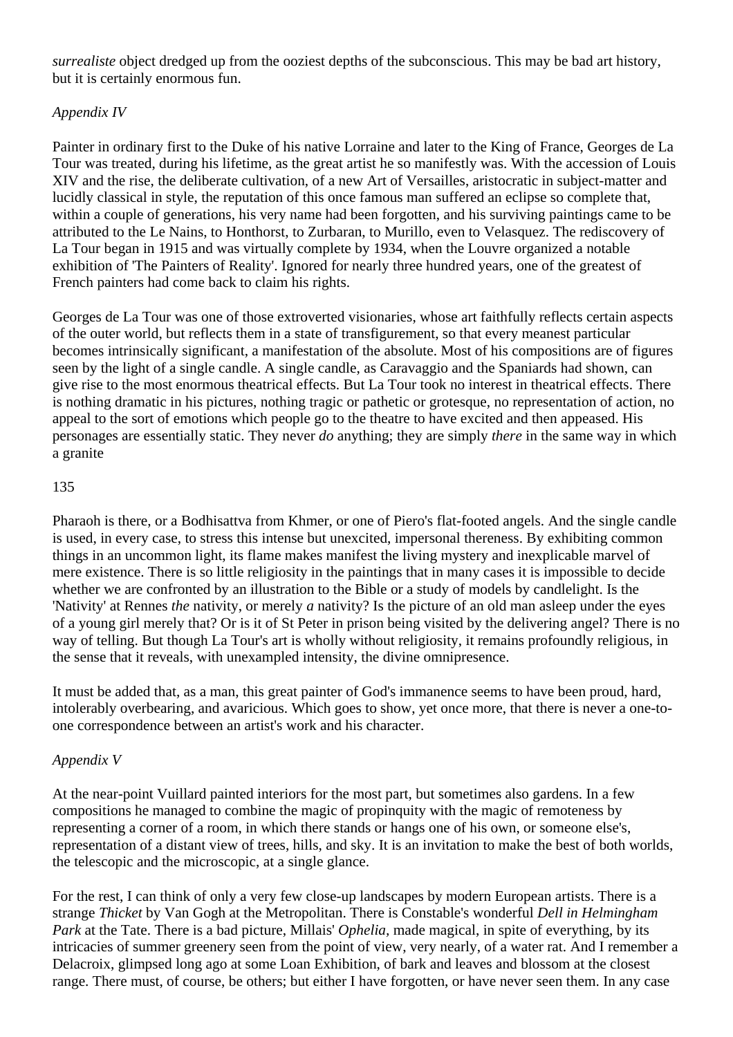*surrealiste* object dredged up from the ooziest depths of the subconscious. This may be bad art history, but it is certainly enormous fun.

*Appendix IV*

Painter in ordinary first to the Duke of his native Lorraine and later to the King of France, Georges de La Tour was treated, during his lifetime, as the great artist he so manifestly was. With the accession of Louis XIV and the rise, the deliberate cultivation, of a new Art of Versailles, aristocratic in subject-matter and lucidly classical in style, the reputation of this once famous man suffered an eclipse so complete that, within a couple of generations, his very name had been forgotten, and his surviving paintings came to be attributed to the Le Nains, to Honthorst, to Zurbaran, to Murillo, even to Velasquez. The rediscovery of La Tour began in 1915 and was virtually complete by 1934, when the Louvre organized a notable exhibition of 'The Painters of Reality'. Ignored for nearly three hundred years, one of the greatest of French painters had come back to claim his rights.

Georges de La Tour was one of those extroverted visionaries, whose art faithfully reflects certain aspects of the outer world, but reflects them in a state of transfigurement, so that every meanest particular becomes intrinsically significant, a manifestation of the absolute. Most of his compositions are of figures seen by the light of a single candle. A single candle, as Caravaggio and the Spaniards had shown, can give rise to the most enormous theatrical effects. But La Tour took no interest in theatrical effects. There is nothing dramatic in his pictures, nothing tragic or pathetic or grotesque, no representation of action, no appeal to the sort of emotions which people go to the theatre to have excited and then appeased. His personages are essentially static. They never *do* anything; they are simply *there* in the same way in which a granite Pharaoh is there, or a Bodhisattva from Khmer, or one of Piero's flat-footed angels. And the single candle is used, in every case, to stress this intense but unexcited, impersonal thereness. By exhibiting common things in an uncommon light, its flame makes manifest the living mystery and inexplicable marvel of mere existence. There is so little religiosity in the paintings that in many cases it is impossible to decide whether we are confronted by an illustration to the Bible or a study of models by candlelight. Is the 'Nativity' at Rennes *the* nativity, or merely *a* nativity? Is the picture of an old man asleep under the eyes of a young girl merely that? Or is it of St Peter in prison being visited by the delivering angel? There is no way of telling. But though La Tour's art is wholly without religiosity, it remains profoundly religious, in the sense that it reveals, with unexampled intensity, the divine omnipresence.

It must be added that, as a man, this great painter of God's immanence seems to have been proud, hard, intolerably overbearing, and avaricious. Which goes to show, yet once more, that there is never a one-to-one correspondence between an artist's work and his character.

*Appendix V*

At the near-point Vuillard painted interiors for the most part, but sometimes also gardens. In a few compositions he managed to combine the magic of propinquity with the magic of remoteness by representing a corner of a room, in which there stands or hangs one of his own, or someone else's, representation of a distant view of trees, hills, and sky. It is an invitation to make the best of both worlds, the telescopic and the microscopic, at a single glance.

For the rest, I can think of only a very few close-up landscapes by modern European artists. There is a strange *Thicket* by Van Gogh at the Metropolitan. There is Constable's wonderful *Dell in Helmingham Park* at the Tate. There is a bad picture, Millais' *Ophelia*, made magical, in spite of everything, by its intricacies of summer greenery seen from the point of view, very nearly, of a water rat. And I remember a Delacroix, glimpsed long ago at some Loan Exhibition, of bark and leaves and blossom at the closest range. There must, of course, be others; but either I have forgotten, or have never seen them. In any case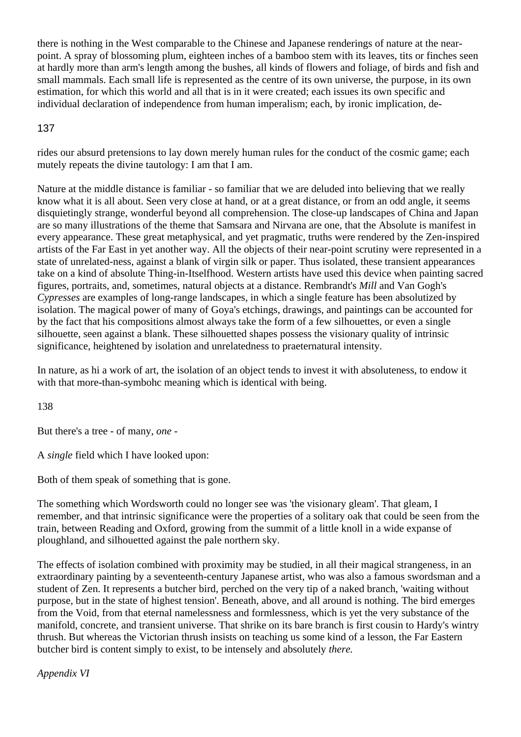there is nothing in the West comparable to the Chinese and Japanese renderings of nature at the near-point. A spray of blossoming plum, eighteen inches of a bamboo stem with its leaves, tits or finches seen at hardly more than arm's length among the bushes, all kinds of flowers and foliage, of birds and fish and small mammals. Each small life is represented as the centre of its own universe, the purpose, in its own estimation, for which this world and all that is in it were created; each issues its own specific and individual declaration of independence from human imperalism; each, by ironic implication, de-

rides our absurd pretensions to lay down merely human rules for the conduct of the cosmic game; each mutely repeats the divine tautology: I am that I am.

Nature at the middle distance is familiar - so familiar that we are deluded into believing that we really know what it is all about. Seen very close at hand, or at a great distance, or from an odd angle, it seems disquietingly strange, wonderful beyond all comprehension. The close-up landscapes of China and Japan are so many illustrations of the theme that Samsara and Nirvana are one, that the Absolute is manifest in every appearance. These great metaphysical, and yet pragmatic, truths were rendered by the Zen-inspired artists of the Far East in yet another way. All the objects of their near-point scrutiny were represented in a state of unrelated-ness, against a blank of virgin silk or paper. Thus isolated, these transient appearances take on a kind of absolute Thing-in-Itselfhood. Western artists have used this device when painting sacred figures, portraits, and, sometimes, natural objects at a distance. Rembrandt's *Mill* and Van Gogh's *Cypresses* are examples of long-range landscapes, in which a single feature has been absolutized by isolation. The magical power of many of Goya's etchings, drawings, and paintings can be accounted for by the fact that his compositions almost always take the form of a few silhouettes, or even a single silhouette, seen against a blank. These silhouetted shapes possess the visionary quality of intrinsic significance, heightened by isolation and unrelatedness to praeternatural intensity.

In nature, as hi a work of art, the isolation of an object tends to invest it with absoluteness, to endow it with that more-than-symbohc meaning which is identical with being.

But there's a tree - of many, *one* -

A *single* field which I have looked upon:

Both of them speak of something that is gone.

The something which Wordsworth could no longer see was 'the visionary gleam'. That gleam, I remember, and that intrinsic significance were the properties of a solitary oak that could be seen from the train, between Reading and Oxford, growing from the summit of a little knoll in a wide expanse of ploughland, and silhouetted against the pale northern sky.

The effects of isolation combined with proximity may be studied, in all their magical strangeness, in an extraordinary painting by a seventeenth-century Japanese artist, who was also a famous swordsman and a student of Zen. It represents a butcher bird, perched on the very tip of a naked branch, 'waiting without purpose, but in the state of highest tension'. Beneath, above, and all around is nothing. The bird emerges from the Void, from that eternal namelessness and formlessness, which is yet the very substance of the manifold, concrete, and transient universe. That shrike on its bare branch is first cousin to Hardy's wintry thrush. But whereas the Victorian thrush insists on teaching us some kind of a lesson, the Far Eastern butcher bird is content simply to exist, to be intensely and absolutely *there.*

*Appendix VI*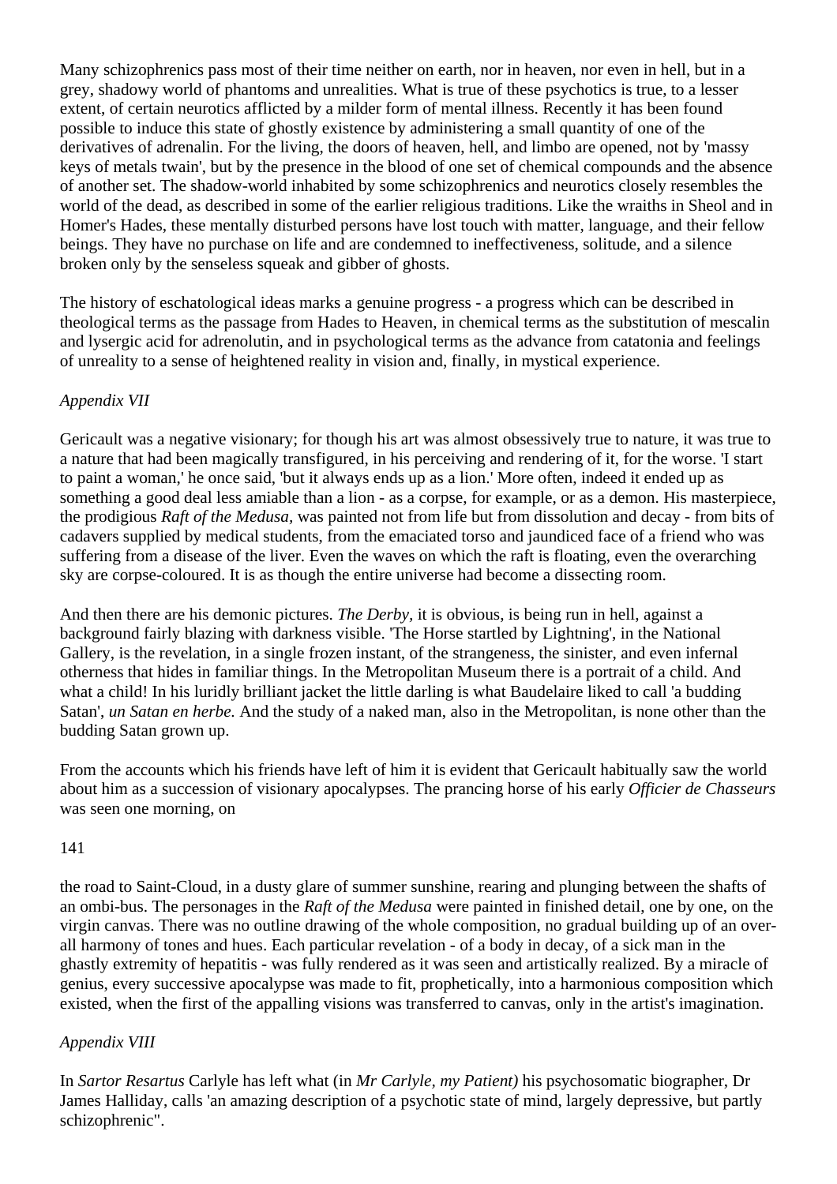Many schizophrenics pass most of their time neither on earth, nor in heaven, nor even in hell, but in a grey, shadowy world of phantoms and unrealities. What is true of these psychotics is true, to a lesser extent, of certain neurotics afflicted by a milder form of mental illness. Recently it has been found possible to induce this state of ghostly existence by administering a small quantity of one of the derivatives of adrenalin. For the living, the doors of heaven, hell, and limbo are opened, not by 'massy keys of metals twain', but by the presence in the blood of one set of chemical compounds and the absence of another set. The shadow-world inhabited by some schizophrenics and neurotics closely resembles the world of the dead, as described in some of the earlier religious traditions. Like the wraiths in Sheol and in Homer's Hades, these mentally disturbed persons have lost touch with matter, language, and their fellow beings. They have no purchase on life and are condemned to ineffectiveness, solitude, and a silence broken only by the senseless squeak and gibber of ghosts.

The history of eschatological ideas marks a genuine progress - a progress which can be described in theological terms as the passage from Hades to Heaven, in chemical terms as the substitution of mescalin and lysergic acid for adrenolutin, and in psychological terms as the advance from catatonia and feelings of unreality to a sense of heightened reality in vision and, finally, in mystical experience.

*Appendix VII*

Gericault was a negative visionary; for though his art was almost obsessively true to nature, it was true to a nature that had been magically transfigured, in his perceiving and rendering of it, for the worse. 'I start to paint a woman,' he once said, 'but it always ends up as a lion.' More often, indeed it ended up as something a good deal less amiable than a lion - as a corpse, for example, or as a demon. His masterpiece, the prodigious *Raft of the Medusa*, was painted not from life but from dissolution and decay - from bits of cadavers supplied by medical students, from the emaciated torso and jaundiced face of a friend who was suffering from a disease of the liver. Even the waves on which the raft is floating, even the overarching sky are corpse-coloured. It is as though the entire universe had become a dissecting room.

And then there are his demonic pictures. *The Derby*, it is obvious, is being run in hell, against a background fairly blazing with darkness visible. 'The Horse startled by Lightning', in the National Gallery, is the revelation, in a single frozen instant, of the strangeness, the sinister, and even infernal otherness that hides in familiar things. In the Metropolitan Museum there is a portrait of a child. And what a child! In his luridly brilliant jacket the little darling is what Baudelaire liked to call 'a budding Satan', *un Satan en herbe.* And the study of a naked man, also in the Metropolitan, is none other than the budding Satan grown up.

From the accounts which his friends have left of him it is evident that Gericault habitually saw the world about him as a succession of visionary apocalypses. The prancing horse of his early *Officier de Chasseurs* was seen one morning, on

the road to Saint-Cloud, in a dusty glare of summer sunshine, rearing and plunging between the shafts of an ombi-bus. The personages in the *Raft of the Medusa* were painted in finished detail, one by one, on the virgin canvas. There was no outline drawing of the whole composition, no gradual building up of an over-all harmony of tones and hues. Each particular revelation - of a body in decay, of a sick man in the ghastly extremity of hepatitis - was fully rendered as it was seen and artistically realized. By a miracle of genius, every successive apocalypse was made to fit, prophetically, into a harmonious composition which existed, when the first of the appalling visions was transferred to canvas, only in the artist's imagination.

*Appendix VIII*

In *Sartor Resartus* Carlyle has left what (in *Mr Carlyle, my Patient)* his psychosomatic biographer, Dr James Halliday, calls 'an amazing description of a psychotic state of mind, largely depressive, but partly schizophrenic".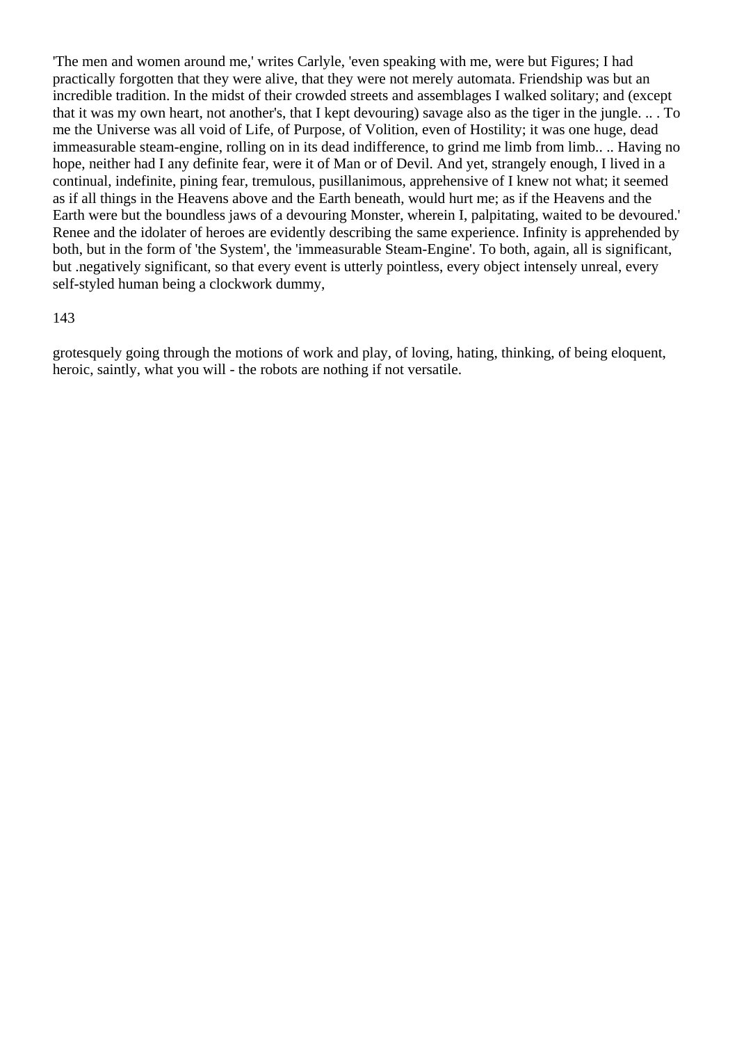'The men and women around me,' writes Carlyle, 'even speaking with me, were but Figures; I had practically forgotten that they were alive, that they were not merely automata. Friendship was but an incredible tradition. In the midst of their crowded streets and assemblages I walked solitary; and (except that it was my own heart, not another's, that I kept devouring) savage also as the tiger in the jungle. .. . To me the Universe was all void of Life, of Purpose, of Volition, even of Hostility; it was one huge, dead immeasurable steam-engine, rolling on in its dead indifference, to grind me limb from limb.. .. Having no hope, neither had I any definite fear, were it of Man or of Devil. And yet, strangely enough, I lived in a continual, indefinite, pining fear, tremulous, pusillanimous, apprehensive of I knew not what; it seemed as if all things in the Heavens above and the Earth beneath, would hurt me; as if the Heavens and the Earth were but the boundless jaws of a devouring Monster, wherein I, palpitating, waited to be devoured.' Renee and the idolater of heroes are evidently describing the same experience. Infinity is apprehended by both, but in the form of 'the System', the 'immeasurable Steam-Engine'. To both, again, all is significant, but .negatively significant, so that every event is utterly pointless, every object intensely unreal, every self-styled human being a clockwork dummy,

grotesquely going through the motions of work and play, of loving, hating, thinking, of being eloquent, heroic, saintly, what you will - the robots are nothing if not versatile.